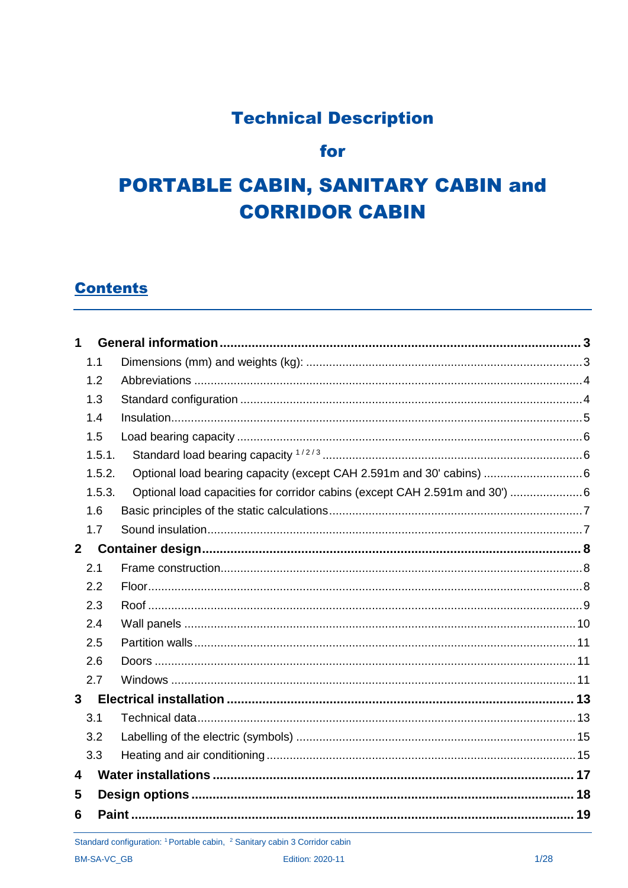# Technical Description

## for

# PORTABLE CABIN, SANITARY CABIN and CORRIDOR CABIN

## Contents

| | | |
|---|---|---|
| **1** | **General information** | **3** |
| 1.1 | Dimensions (mm) and weights (kg): | 3 |
| 1.2 | Abbreviations | 4 |
| 1.3 | Standard configuration | 4 |
| 1.4 | Insulation | 5 |
| 1.5 | Load bearing capacity | 6 |
| 1.5.1. | Standard load bearing capacity [1 / 2 / 3] | 6 |
| 1.5.2. | Optional load bearing capacity (except CAH 2.591m and 30' cabins) | 6 |
| 1.5.3. | Optional load capacities for corridor cabins (except CAH 2.591m and 30') | 6 |
| 1.6 | Basic principles of the static calculations | 7 |
| 1.7 | Sound insulation | 7 |
| **2** | **Container design** | **8** |
| 2.1 | Frame construction | 8 |
| 2.2 | Floor | 8 |
| 2.3 | Roof | 9 |
| 2.4 | Wall panels | 10 |
| 2.5 | Partition walls | 11 |
| 2.6 | Doors | 11 |
| 2.7 | Windows | 11 |
| **3** | **Electrical installation** | **13** |
| 3.1 | Technical data | 13 |
| 3.2 | Labelling of the electric (symbols) | 15 |
| 3.3 | Heating and air conditioning | 15 |
| **4** | **Water installations** | **17** |
| **5** | **Design options** | **18** |
| **6** | **Paint** | **19** |

Standard configuration: [1] Portable cabin, [2] Sanitary cabin 3 Corridor cabin

BM-SA-VC_GB Edition: 2020-11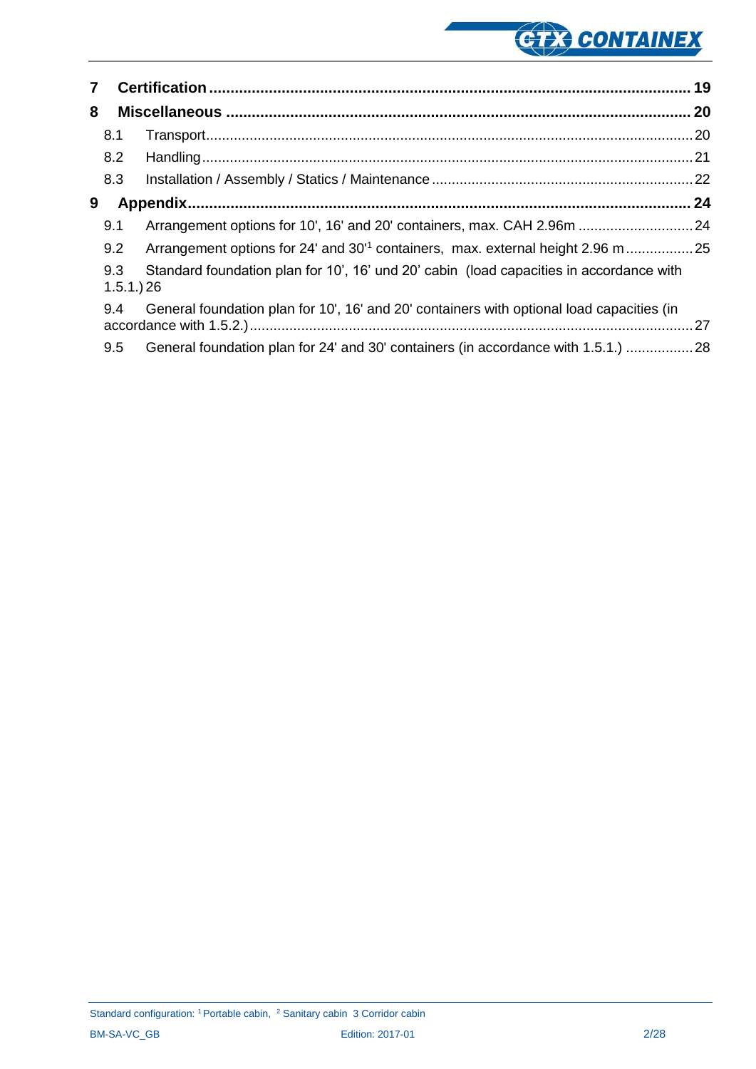**7 Certification ....................................................................................................... 19**

**8 Miscellaneous ..................................................................................................... 20**

8.1 Transport ......................................................................................................... 20

8.2 Handling .......................................................................................................... 21

8.3 Installation / Assembly / Statics / Maintenance ................................................. 22

**9 Appendix ............................................................................................................. 24**

9.1 Arrangement options for 10', 16' and 20' containers, max. CAH 2.96m ................ 24

9.2 Arrangement options for 24' and 30'[1] containers, max. external height 2.96 m ........ 25

9.3 Standard foundation plan for 10', 16' und 20' cabin (load capacities in accordance with 1.5.1.) 26

9.4 General foundation plan for 10', 16' and 20' containers with optional load capacities (in accordance with 1.5.2.) ................................................................................................ 27

9.5 General foundation plan for 24' and 30' containers (in accordance with 1.5.1.) ........ 28

Standard configuration: [1] Portable cabin, [2] Sanitary cabin 3 Corridor cabin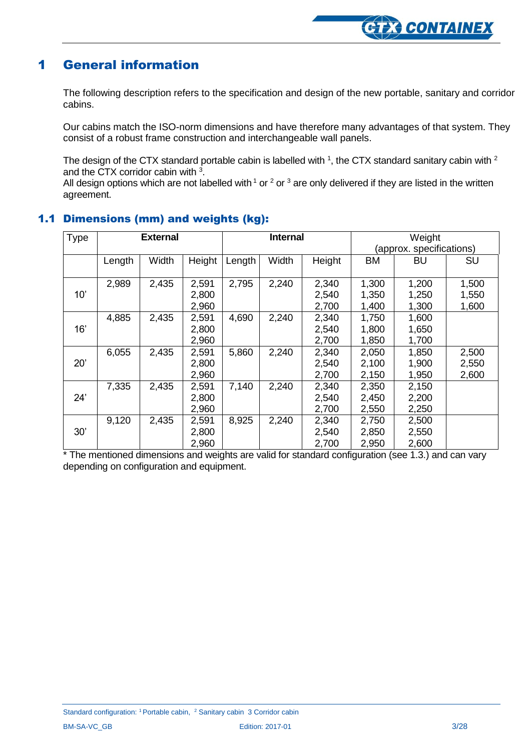# 1 General information

The following description refers to the specification and design of the new portable, sanitary and corridor cabins.

Our cabins match the ISO-norm dimensions and have therefore many advantages of that system. They consist of a robust frame construction and interchangeable wall panels.

The design of the CTX standard portable cabin is labelled with [1], the CTX standard sanitary cabin with [2] and the CTX corridor cabin with [3].
All design options which are not labelled with [1] or [2] or [3] are only delivered if they are listed in the written agreement.

## 1.1 Dimensions (mm) and weights (kg):

| Type | **External** | | | **Internal** | | | Weight (approx. specifications) | | |
|---|---|---|---|---|---|---|---|---|---|
| | Length | Width | Height | Length | Width | Height | BM | BU | SU |
| 10' | 2,989 | 2,435 | 2,591<br>2,800<br>2,960 | 2,795 | 2,240 | 2,340<br>2,540<br>2,700 | 1,300<br>1,350<br>1,400 | 1,200<br>1,250<br>1,300 | 1,500<br>1,550<br>1,600 |
| 16' | 4,885 | 2,435 | 2,591<br>2,800<br>2,960 | 4,690 | 2,240 | 2,340<br>2,540<br>2,700 | 1,750<br>1,800<br>1,850 | 1,600<br>1,650<br>1,700 | |
| 20' | 6,055 | 2,435 | 2,591<br>2,800<br>2,960 | 5,860 | 2,240 | 2,340<br>2,540<br>2,700 | 2,050<br>2,100<br>2,150 | 1,850<br>1,900<br>1,950 | 2,500<br>2,550<br>2,600 |
| 24' | 7,335 | 2,435 | 2,591<br>2,800<br>2,960 | 7,140 | 2,240 | 2,340<br>2,540<br>2,700 | 2,350<br>2,450<br>2,550 | 2,150<br>2,200<br>2,250 | |
| 30' | 9,120 | 2,435 | 2,591<br>2,800<br>2,960 | 8,925 | 2,240 | 2,340<br>2,540<br>2,700 | 2,750<br>2,850<br>2,950 | 2,500<br>2,550<br>2,600 | |

* The mentioned dimensions and weights are valid for standard configuration (see 1.3.) and can vary depending on configuration and equipment.

Standard configuration: [1] Portable cabin, [2] Sanitary cabin 3 Corridor cabin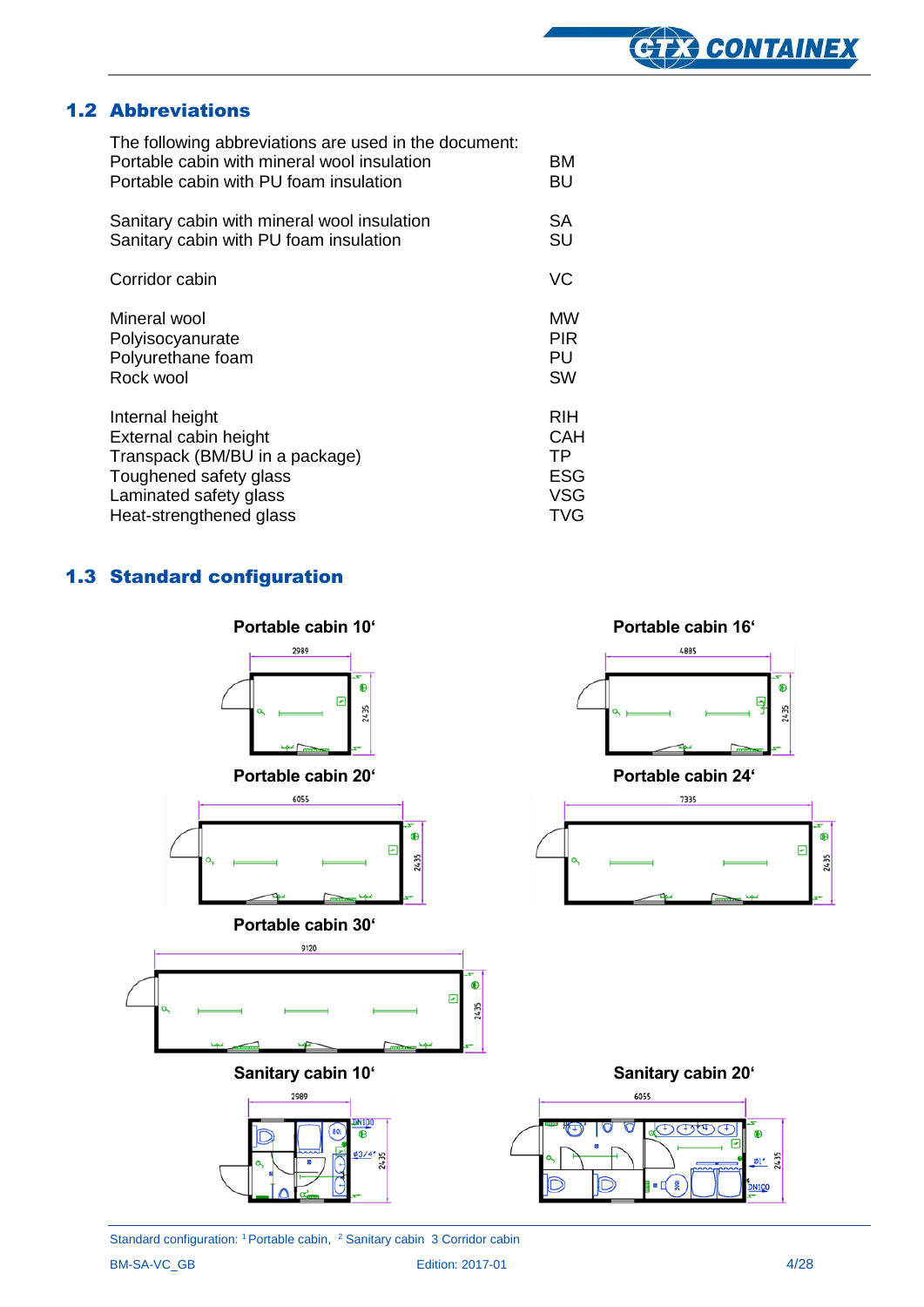## 1.2 Abbreviations

The following abbreviations are used in the document:

| | |
|---|---|
| Portable cabin with mineral wool insulation | BM |
| Portable cabin with PU foam insulation | BU |
| Sanitary cabin with mineral wool insulation | SA |
| Sanitary cabin with PU foam insulation | SU |
| Corridor cabin | VC |
| Mineral wool | MW |
| Polyisocyanurate | PIR |
| Polyurethane foam | PU |
| Rock wool | SW |
| Internal height | RIH |
| External cabin height | CAH |
| Transpack (BM/BU in a package) | TP |
| Toughened safety glass | ESG |
| Laminated safety glass | VSG |
| Heat-strengthened glass | TVG |

## 1.3 Standard configuration

**Portable cabin 10'**

**Portable cabin 16'**

**Portable cabin 20'**

**Portable cabin 24'**

**Portable cabin 30'**

**Sanitary cabin 10'**

**Sanitary cabin 20'**

Standard configuration: [1] Portable cabin, [2] Sanitary cabin 3 Corridor cabin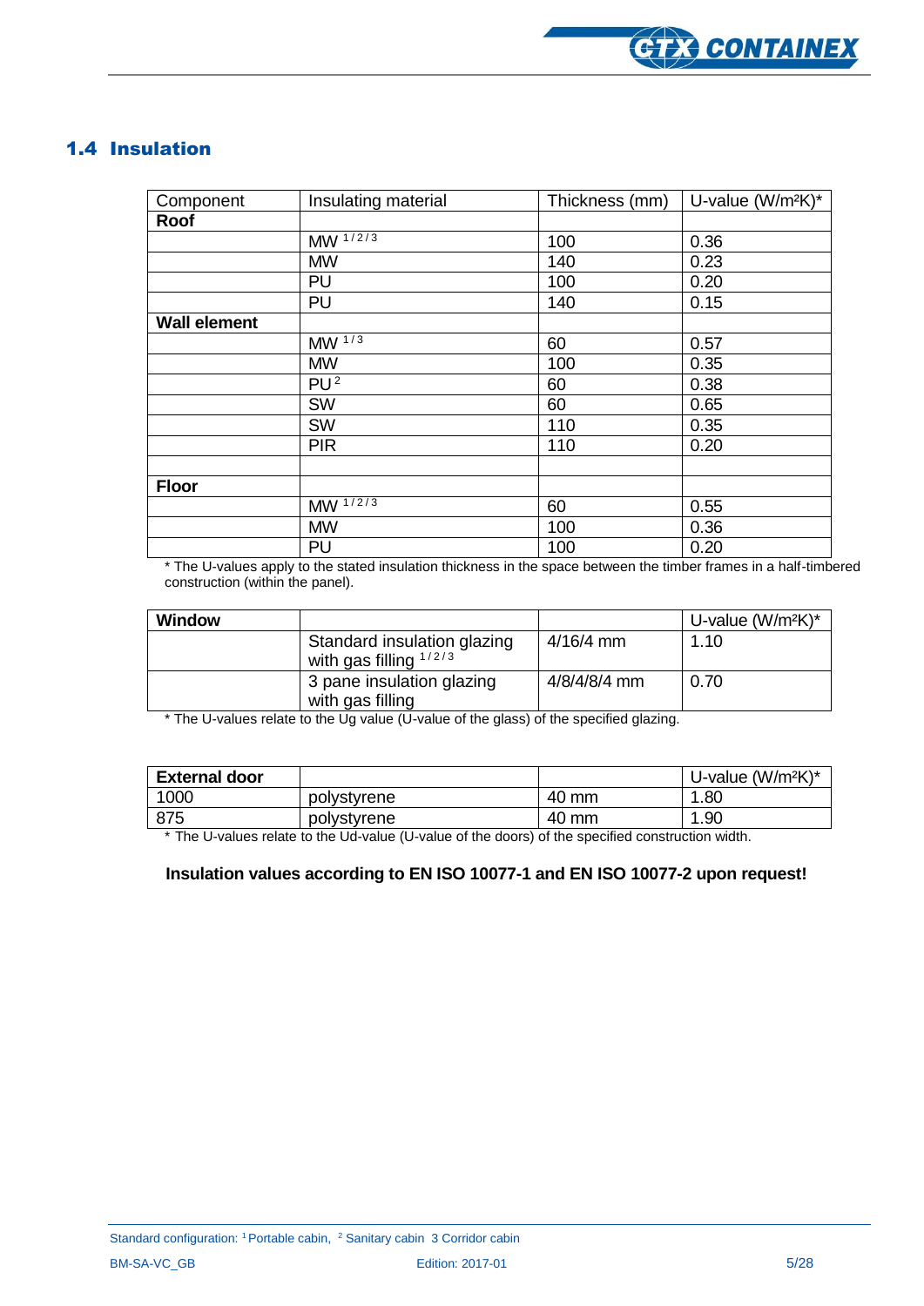## 1.4 Insulation

| Component | Insulating material | Thickness (mm) | U-value (W/m²K)* |
|---|---|---|---|
| **Roof** | | | |
| | MW [1/2/3] | 100 | 0.36 |
| | MW | 140 | 0.23 |
| | PU | 100 | 0.20 |
| | PU | 140 | 0.15 |
| **Wall element** | | | |
| | MW [1/3] | 60 | 0.57 |
| | MW | 100 | 0.35 |
| | PU [2] | 60 | 0.38 |
| | SW | 60 | 0.65 |
| | SW | 110 | 0.35 |
| | PIR | 110 | 0.20 |
| | | | |
| **Floor** | | | |
| | MW [1/2/3] | 60 | 0.55 |
| | MW | 100 | 0.36 |
| | PU | 100 | 0.20 |

* The U-values apply to the stated insulation thickness in the space between the timber frames in a half-timbered construction (within the panel).

| **Window** | | | U-value (W/m²K)* |
|---|---|---|---|
| | Standard insulation glazing with gas filling [1/2/3] | 4/16/4 mm | 1.10 |
| | 3 pane insulation glazing with gas filling | 4/8/4/8/4 mm | 0.70 |

* The U-values relate to the Ug value (U-value of the glass) of the specified glazing.

| **External door** | | | U-value (W/m²K)* |
|---|---|---|---|
| 1000 | polystyrene | 40 mm | 1.80 |
| 875 | polystyrene | 40 mm | 1.90 |

* The U-values relate to the Ud-value (U-value of the doors) of the specified construction width.

**Insulation values according to EN ISO 10077-1 and EN ISO 10077-2 upon request!**

Standard configuration: [1] Portable cabin, [2] Sanitary cabin [3] Corridor cabin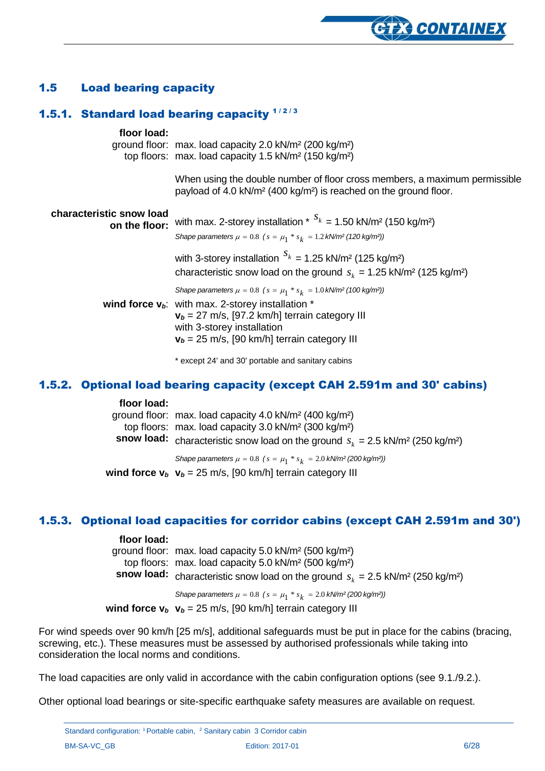## 1.5 Load bearing capacity

### 1.5.1. Standard load bearing capacity [1/2/3]

**floor load:**

ground floor: max. load capacity 2.0 kN/m² (200 kg/m²)
top floors: max. load capacity 1.5 kN/m² (150 kg/m²)

When using the double number of floor cross members, a maximum permissible payload of 4.0 kN/m² (400 kg/m²) is reached on the ground floor.

**characteristic snow load on the floor:** with max. 2-storey installation * $S_k$ = 1.50 kN/m² (150 kg/m²)

*Shape parameters* $\mu = 0.8$ $(s = \mu_1 * s_k = 1.2$ *kN/m² (120 kg/m²))*

with 3-storey installation $S_k$ = 1.25 kN/m² (125 kg/m²)
characteristic snow load on the ground $s_k$ = 1.25 kN/m² (125 kg/m²)

*Shape parameters* $\mu = 0.8$ $(s = \mu_1 * s_k = 1.0$ *kN/m² (100 kg/m²))*

**wind force $v_b$:** with max. 2-storey installation *
$v_b$ = 27 m/s, [97.2 km/h] terrain category III
with 3-storey installation
$v_b$ = 25 m/s, [90 km/h] terrain category III

\* except 24' and 30' portable and sanitary cabins

### 1.5.2. Optional load bearing capacity (except CAH 2.591m and 30' cabins)

**floor load:**

ground floor: max. load capacity 4.0 kN/m² (400 kg/m²)
top floors: max. load capacity 3.0 kN/m² (300 kg/m²)

**snow load:** characteristic snow load on the ground $s_k$ = 2.5 kN/m² (250 kg/m²)

*Shape parameters* $\mu = 0.8$ $(s = \mu_1 * s_k = 2.0$ *kN/m² (200 kg/m²))*

**wind force $v_b$** $v_b$ = 25 m/s, [90 km/h] terrain category III

### 1.5.3. Optional load capacities for corridor cabins (except CAH 2.591m and 30')

**floor load:**

ground floor: max. load capacity 5.0 kN/m² (500 kg/m²)
top floors: max. load capacity 5.0 kN/m² (500 kg/m²)

**snow load:** characteristic snow load on the ground $s_k$ = 2.5 kN/m² (250 kg/m²)

*Shape parameters* $\mu = 0.8$ $(s = \mu_1 * s_k = 2.0$ *kN/m² (200 kg/m²))*

**wind force $v_b$** $v_b$ = 25 m/s, [90 km/h] terrain category III

For wind speeds over 90 km/h [25 m/s], additional safeguards must be put in place for the cabins (bracing, screwing, etc.). These measures must be assessed by authorised professionals while taking into consideration the local norms and conditions.

The load capacities are only valid in accordance with the cabin configuration options (see 9.1./9.2.).

Other optional load bearings or site-specific earthquake safety measures are available on request.

Standard configuration: [1] Portable cabin, [2] Sanitary cabin [3] Corridor cabin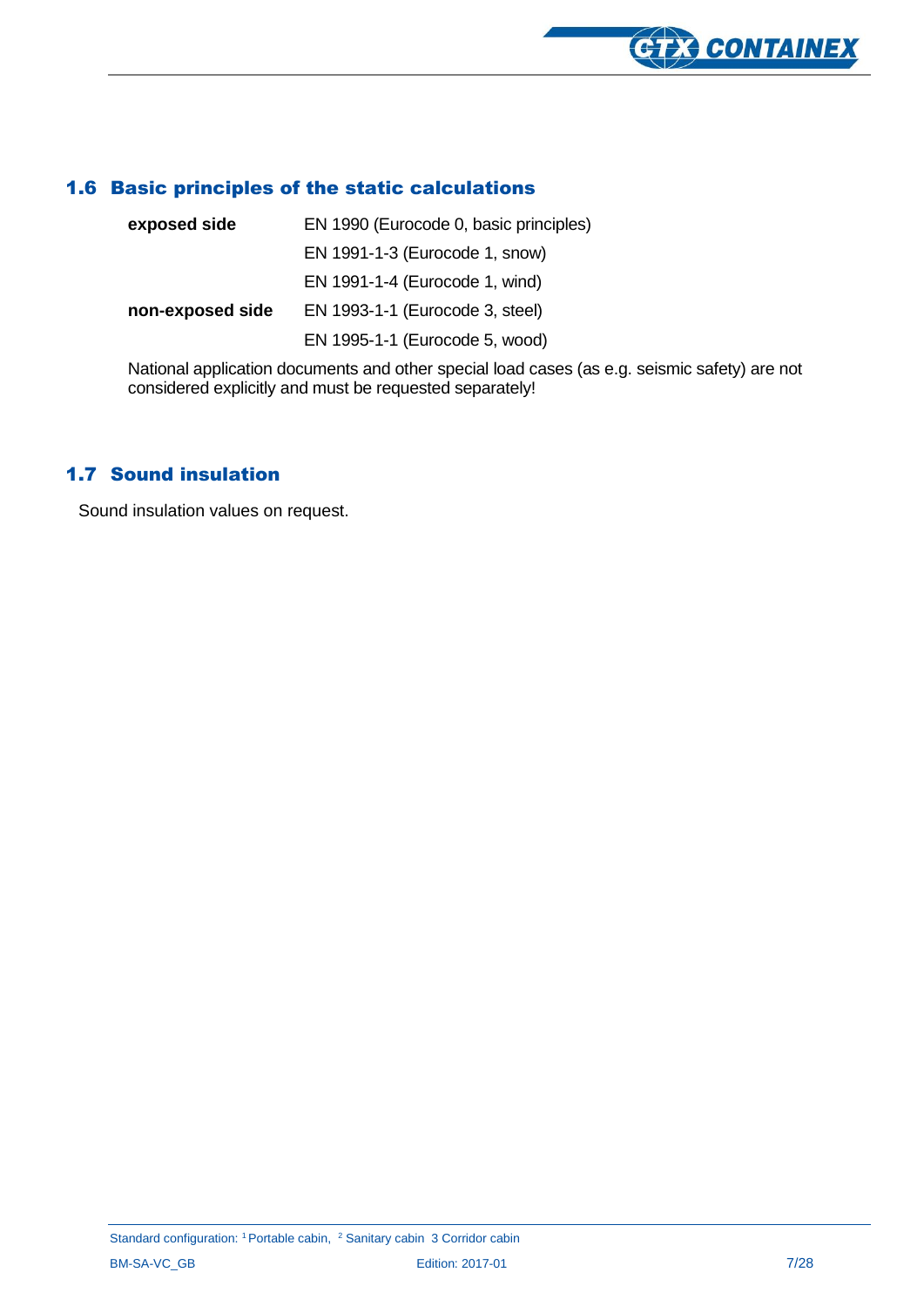## 1.6 Basic principles of the static calculations

| | |
|---|---|
| **exposed side** | EN 1990 (Eurocode 0, basic principles) |
| | EN 1991-1-3 (Eurocode 1, snow) |
| | EN 1991-1-4 (Eurocode 1, wind) |
| **non-exposed side** | EN 1993-1-1 (Eurocode 3, steel) |
| | EN 1995-1-1 (Eurocode 5, wood) |

National application documents and other special load cases (as e.g. seismic safety) are not considered explicitly and must be requested separately!

## 1.7 Sound insulation

Sound insulation values on request.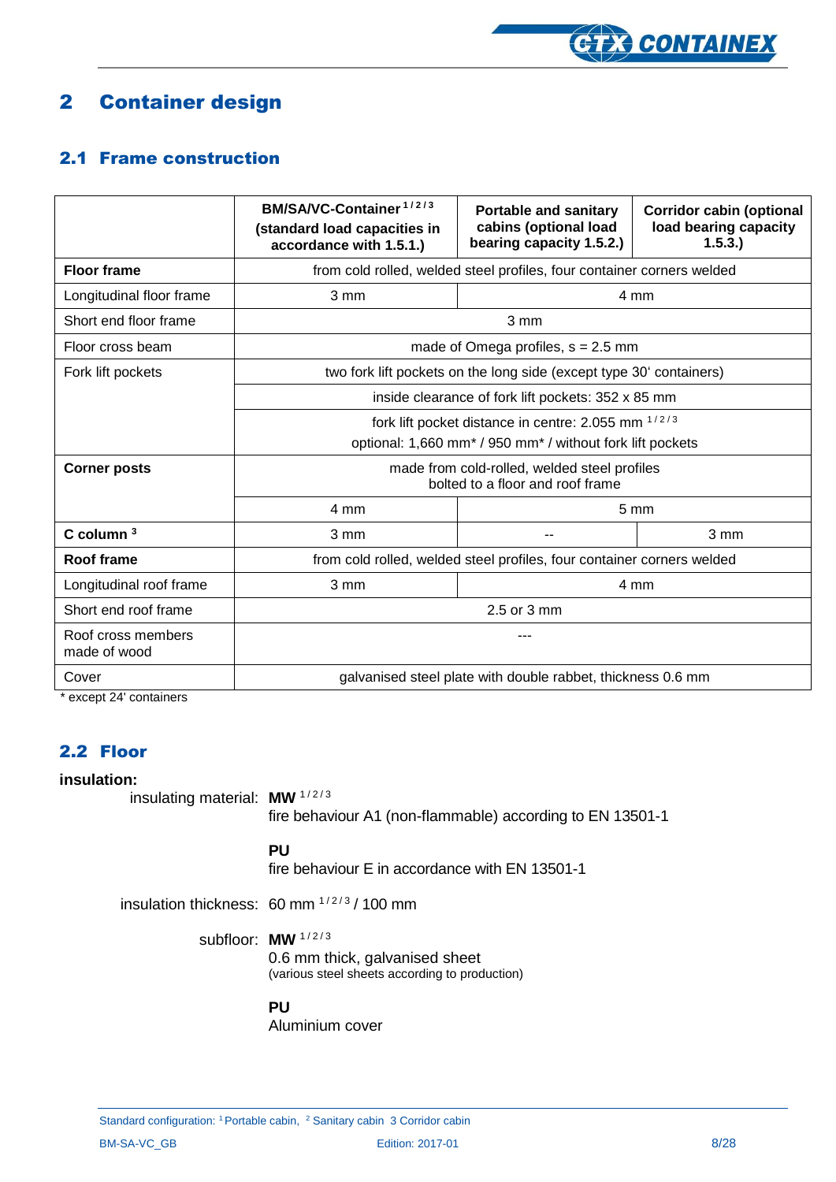# 2 Container design

## 2.1 Frame construction

| | BM/SA/VC-Container [1/2/3] (standard load capacities in accordance with 1.5.1.) | Portable and sanitary cabins (optional load bearing capacity 1.5.2.) | Corridor cabin (optional load bearing capacity 1.5.3.) |
|---|---|---|---|
| **Floor frame** | from cold rolled, welded steel profiles, four container corners welded | | |
| Longitudinal floor frame | 3 mm | 4 mm | |
| Short end floor frame | 3 mm | | |
| Floor cross beam | made of Omega profiles, s = 2.5 mm | | |
| Fork lift pockets | two fork lift pockets on the long side (except type 30' containers) | | |
| | inside clearance of fork lift pockets: 352 x 85 mm | | |
| | fork lift pocket distance in centre: 2.055 mm [1/2/3] optional: 1,660 mm* / 950 mm* / without fork lift pockets | | |
| **Corner posts** | made from cold-rolled, welded steel profiles bolted to a floor and roof frame | | |
| | 4 mm | 5 mm | |
| **C column** [3] | 3 mm | -- | 3 mm |
| **Roof frame** | from cold rolled, welded steel profiles, four container corners welded | | |
| Longitudinal roof frame | 3 mm | 4 mm | |
| Short end roof frame | 2.5 or 3 mm | | |
| Roof cross members made of wood | --- | | |
| Cover | galvanised steel plate with double rabbet, thickness 0.6 mm | | |

\* except 24' containers

## 2.2 Floor

**insulation:**

insulating material: **MW** [1/2/3]
fire behaviour A1 (non-flammable) according to EN 13501-1

**PU**
fire behaviour E in accordance with EN 13501-1

insulation thickness: 60 mm [1/2/3] / 100 mm

subfloor: **MW** [1/2/3]
0.6 mm thick, galvanised sheet
(various steel sheets according to production)

**PU**
Aluminium cover

Standard configuration: [1] Portable cabin, [2] Sanitary cabin [3] Corridor cabin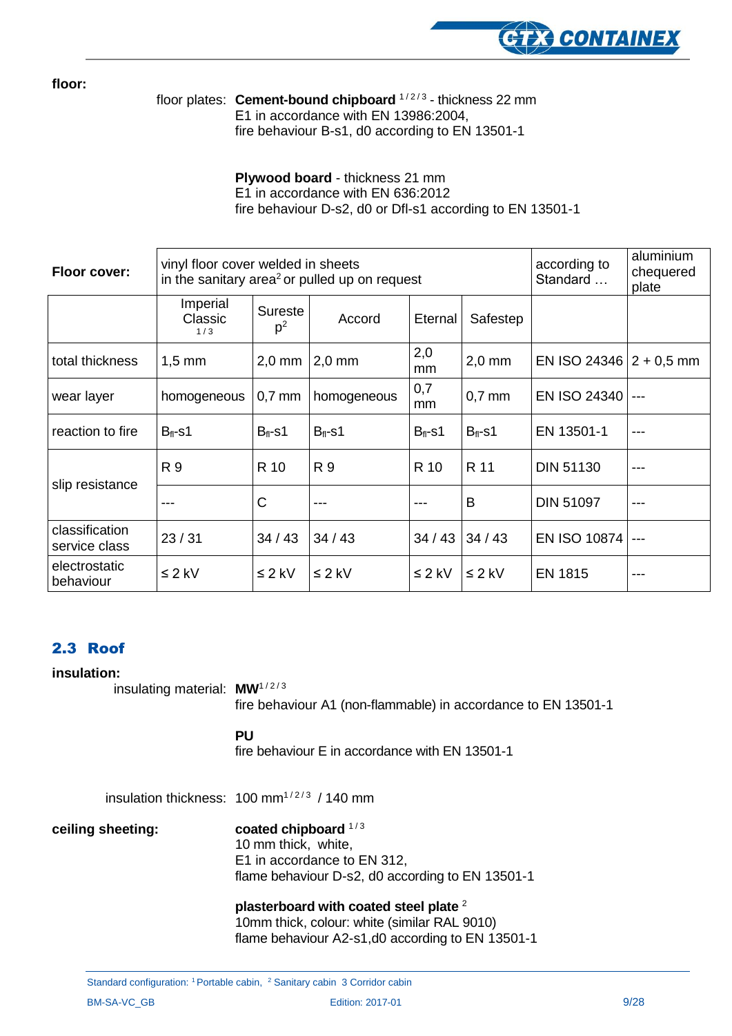**floor:**

floor plates: **Cement-bound chipboard** [1/2/3] - thickness 22 mm
E1 in accordance with EN 13986:2004,
fire behaviour B-s1, d0 according to EN 13501-1

**Plywood board** - thickness 21 mm
E1 in accordance with EN 636:2012
fire behaviour D-s2, d0 or Dfl-s1 according to EN 13501-1

| **Floor cover:** | vinyl floor cover welded in sheets in the sanitary area[2] or pulled up on request | | | | | according to Standard … | aluminium chequered plate |
|---|---|---|---|---|---|---|---|
| | Imperial Classic [1/3] | Sureste p[2] | Accord | Eternal | Safestep | | |
| total thickness | 1,5 mm | 2,0 mm | 2,0 mm | 2,0 mm | 2,0 mm | EN ISO 24346 | 2 + 0,5 mm |
| wear layer | homogeneous | 0,7 mm | homogeneous | 0,7 mm | 0,7 mm | EN ISO 24340 | --- |
| reaction to fire | $B_{fl}$-s1 | $B_{fl}$-s1 | $B_{fl}$-s1 | $B_{fl}$-s1 | $B_{fl}$-s1 | EN 13501-1 | --- |
| slip resistance | R 9 | R 10 | R 9 | R 10 | R 11 | DIN 51130 | --- |
| | --- | C | --- | --- | B | DIN 51097 | --- |
| classification service class | 23 / 31 | 34 / 43 | 34 / 43 | 34 / 43 | 34 / 43 | EN ISO 10874 | --- |
| electrostatic behaviour | ≤ 2 kV | ≤ 2 kV | ≤ 2 kV | ≤ 2 kV | ≤ 2 kV | EN 1815 | --- |

## 2.3 Roof

**insulation:**

insulating material: **MW**[1/2/3]
fire behaviour A1 (non-flammable) in accordance to EN 13501-1

**PU**
fire behaviour E in accordance with EN 13501-1

insulation thickness: 100 mm[1/2/3] / 140 mm

**ceiling sheeting:**

**coated chipboard** [1/3]
10 mm thick, white,
E1 in accordance to EN 312,
flame behaviour D-s2, d0 according to EN 13501-1

**plasterboard with coated steel plate** [2]
10mm thick, colour: white (similar RAL 9010)
flame behaviour A2-s1,d0 according to EN 13501-1

Standard configuration: [1] Portable cabin, [2] Sanitary cabin [3] Corridor cabin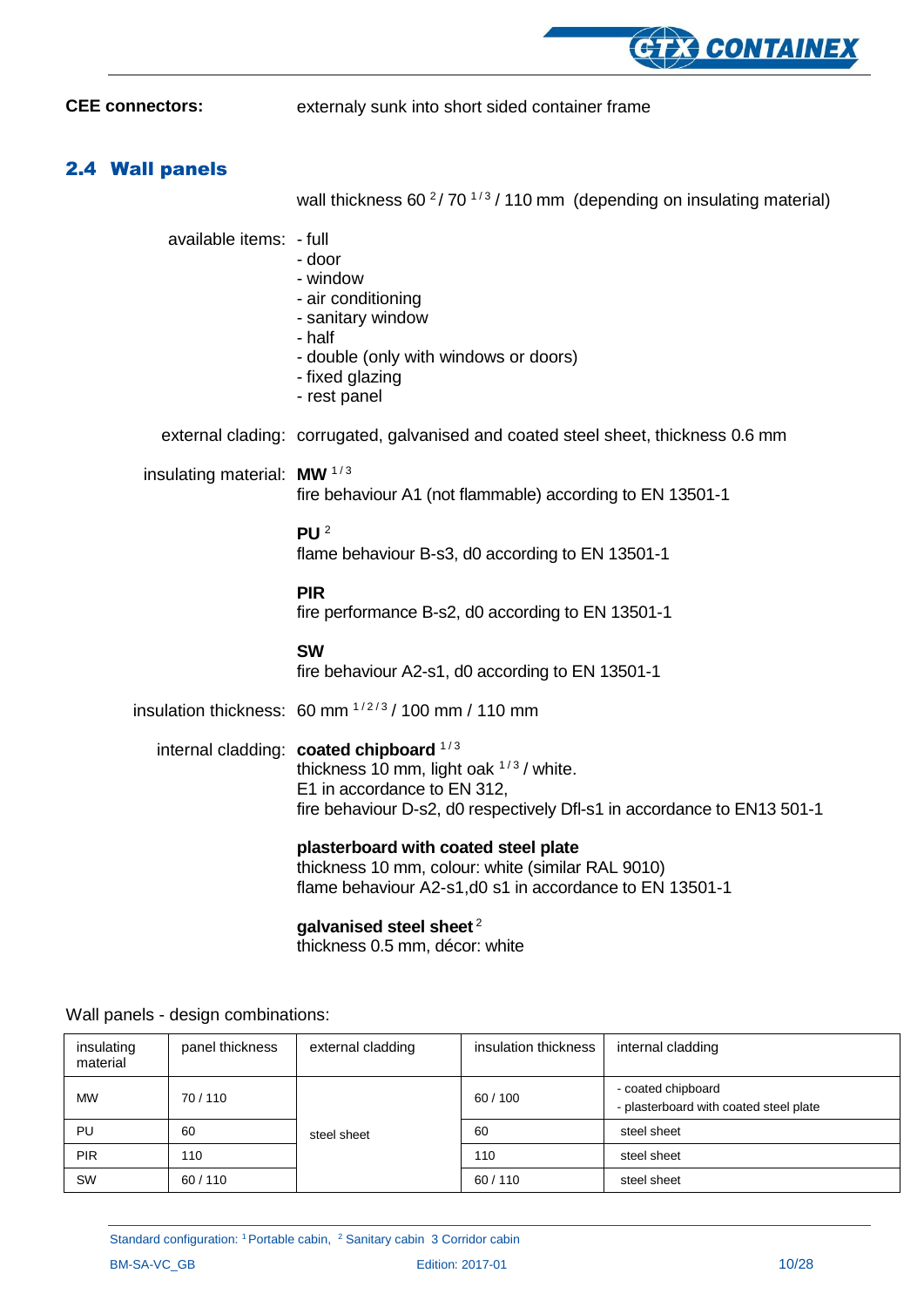**CEE connectors:** externaly sunk into short sided container frame

## 2.4 Wall panels

wall thickness 60 [2] / 70 [1/3] / 110 mm (depending on insulating material)

available items:
- full
- door
- window
- air conditioning
- sanitary window
- half
- double (only with windows or doors)
- fixed glazing
- rest panel

external clading: corrugated, galvanised and coated steel sheet, thickness 0.6 mm

insulating material:

**MW** [1/3]
fire behaviour A1 (not flammable) according to EN 13501-1

**PU** [2]
flame behaviour B-s3, d0 according to EN 13501-1

**PIR**
fire performance B-s2, d0 according to EN 13501-1

**SW**
fire behaviour A2-s1, d0 according to EN 13501-1

insulation thickness: 60 mm [1/2/3] / 100 mm / 110 mm

internal cladding:

**coated chipboard** [1/3]
thickness 10 mm, light oak [1/3] / white.
E1 in accordance to EN 312,
fire behaviour D-s2, d0 respectively Dfl-s1 in accordance to EN13 501-1

**plasterboard with coated steel plate**
thickness 10 mm, colour: white (similar RAL 9010)
flame behaviour A2-s1,d0 s1 in accordance to EN 13501-1

**galvanised steel sheet** [2]
thickness 0.5 mm, décor: white

Wall panels - design combinations:

| insulating material | panel thickness | external cladding | insulation thickness | internal cladding |
|---|---|---|---|---|
| MW | 70 / 110 | steel sheet | 60 / 100 | - coated chipboard<br>- plasterboard with coated steel plate |
| PU | 60 | | 60 | steel sheet |
| PIR | 110 | | 110 | steel sheet |
| SW | 60 / 110 | | 60 / 110 | steel sheet |

Standard configuration: [1] Portable cabin, [2] Sanitary cabin 3 Corridor cabin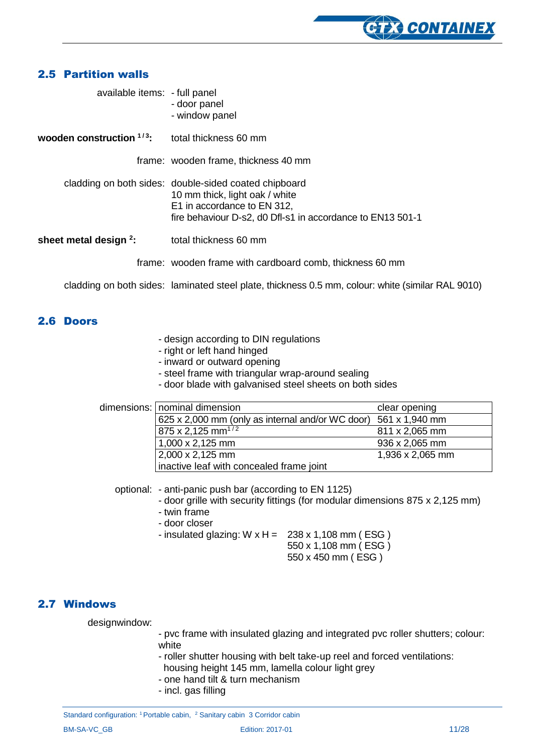## 2.5 Partition walls

available items:
- full panel
- door panel
- window panel

**wooden construction [1/3]:** total thickness 60 mm

frame: wooden frame, thickness 40 mm

cladding on both sides: double-sided coated chipboard
10 mm thick, light oak / white
E1 in accordance to EN 312,
fire behaviour D-s2, d0 Dfl-s1 in accordance to EN13 501-1

**sheet metal design [2]:** total thickness 60 mm

frame: wooden frame with cardboard comb, thickness 60 mm

cladding on both sides: laminated steel plate, thickness 0.5 mm, colour: white (similar RAL 9010)

## 2.6 Doors

- design according to DIN regulations
- right or left hand hinged
- inward or outward opening
- steel frame with triangular wrap-around sealing
- door blade with galvanised steel sheets on both sides

dimensions:

| nominal dimension | clear opening |
|---|---|
| 625 x 2,000 mm (only as internal and/or WC door) | 561 x 1,940 mm |
| 875 x 2,125 mm[1/2] | 811 x 2,065 mm |
| 1,000 x 2,125 mm | 936 x 2,065 mm |
| 2,000 x 2,125 mm<br>inactive leaf with concealed frame joint | 1,936 x 2,065 mm |

optional:
- anti-panic push bar (according to EN 1125)
- door grille with security fittings (for modular dimensions 875 x 2,125 mm)
- twin frame
- door closer
- insulated glazing: W x H = 238 x 1,108 mm ( ESG )
  550 x 1,108 mm ( ESG )
  550 x 450 mm ( ESG )

## 2.7 Windows

designwindow:

- pvc frame with insulated glazing and integrated pvc roller shutters; colour: white
- roller shutter housing with belt take-up reel and forced ventilations:
  housing height 145 mm, lamella colour light grey
- one hand tilt & turn mechanism
- incl. gas filling

Standard configuration: [1] Portable cabin, [2] Sanitary cabin 3 Corridor cabin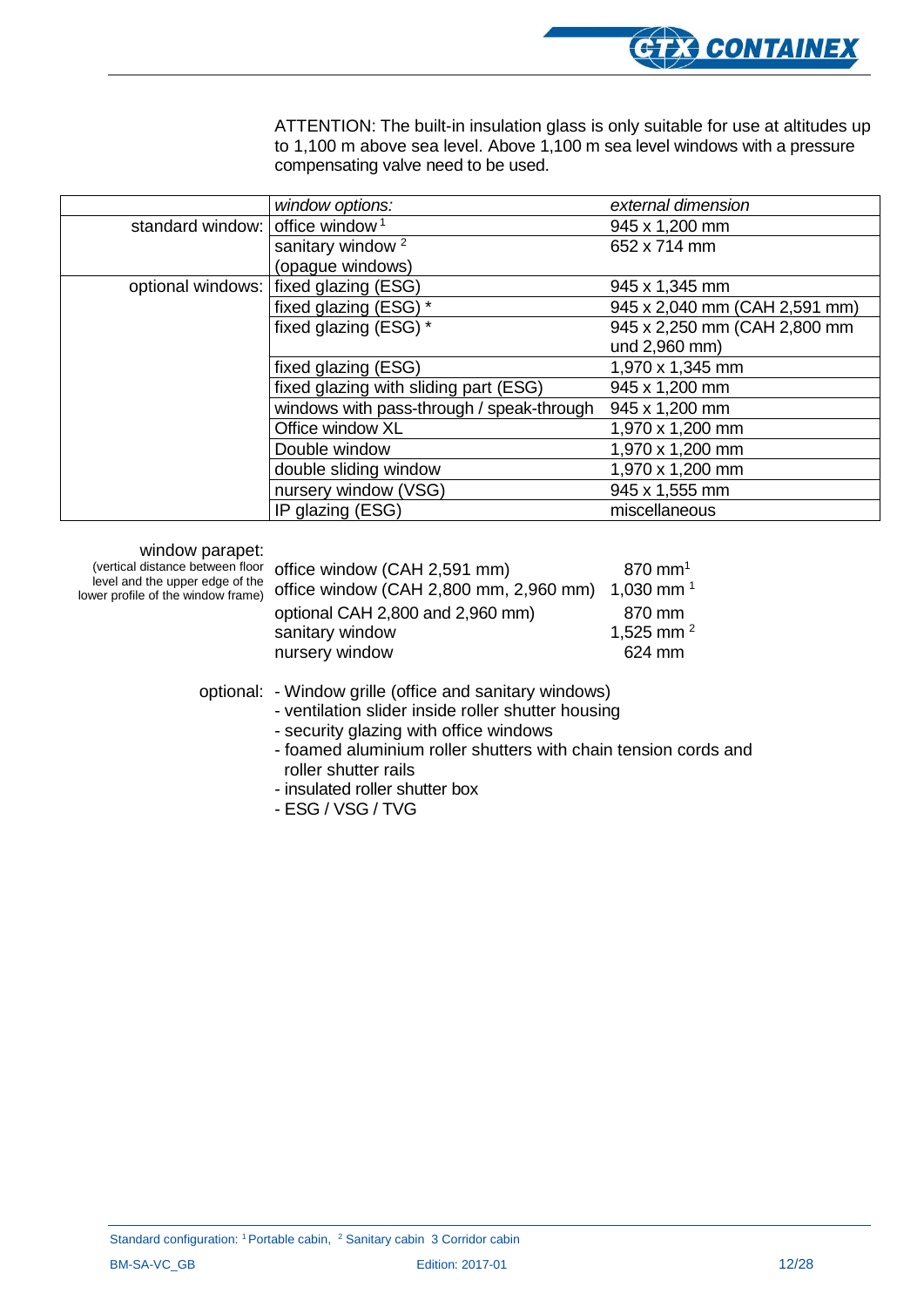ATTENTION: The built-in insulation glass is only suitable for use at altitudes up to 1,100 m above sea level. Above 1,100 m sea level windows with a pressure compensating valve need to be used.

| | *window options:* | *external dimension* |
|---|---|---|
| standard window: | office window [1] | 945 x 1,200 mm |
| | sanitary window [2] (opague windows) | 652 x 714 mm |
| optional windows: | fixed glazing (ESG) | 945 x 1,345 mm |
| | fixed glazing (ESG) * | 945 x 2,040 mm (CAH 2,591 mm) |
| | fixed glazing (ESG) * | 945 x 2,250 mm (CAH 2,800 mm und 2,960 mm) |
| | fixed glazing (ESG) | 1,970 x 1,345 mm |
| | fixed glazing with sliding part (ESG) | 945 x 1,200 mm |
| | windows with pass-through / speak-through | 945 x 1,200 mm |
| | Office window XL | 1,970 x 1,200 mm |
| | Double window | 1,970 x 1,200 mm |
| | double sliding window | 1,970 x 1,200 mm |
| | nursery window (VSG) | 945 x 1,555 mm |
| | IP glazing (ESG) | miscellaneous |

window parapet:
(vertical distance between floor level and the upper edge of the lower profile of the window frame)

| | |
|---|---|
| office window (CAH 2,591 mm) | 870 mm[1] |
| office window (CAH 2,800 mm, 2,960 mm) | 1,030 mm [1] |
| optional CAH 2,800 and 2,960 mm) | 870 mm |
| sanitary window | 1,525 mm [2] |
| nursery window | 624 mm |

optional:
- Window grille (office and sanitary windows)
- ventilation slider inside roller shutter housing
- security glazing with office windows
- foamed aluminium roller shutters with chain tension cords and roller shutter rails
- insulated roller shutter box
- ESG / VSG / TVG

Standard configuration: [1] Portable cabin, [2] Sanitary cabin 3 Corridor cabin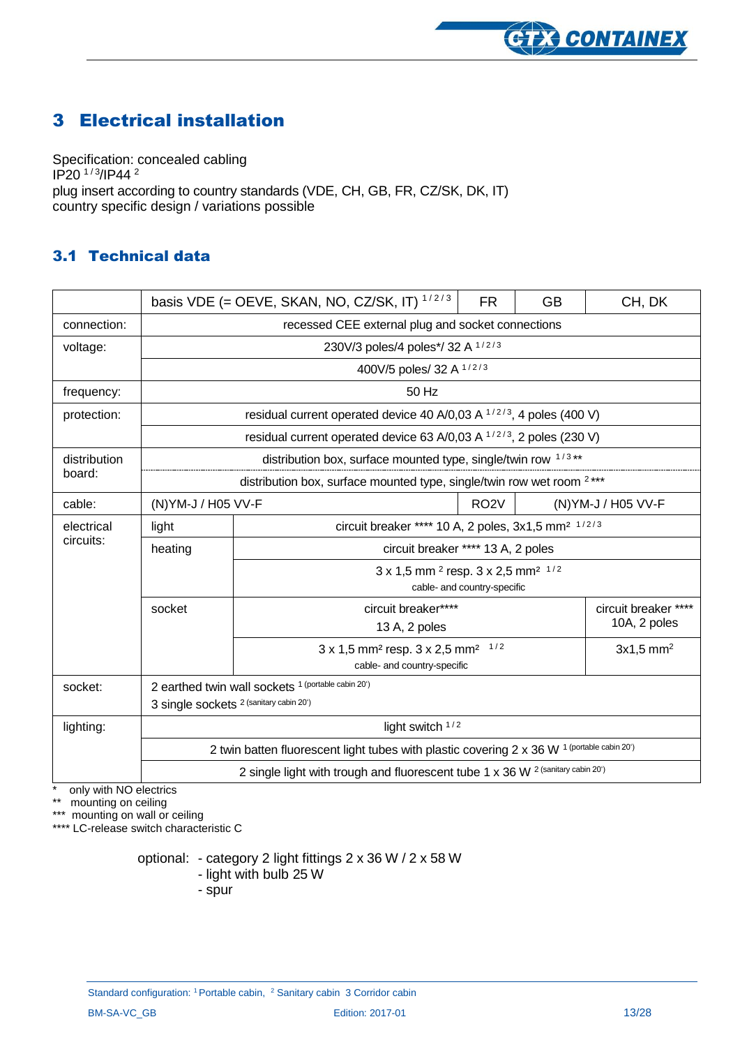# 3 Electrical installation

Specification: concealed cabling
IP20 [1/3]/IP44 [2]
plug insert according to country standards (VDE, CH, GB, FR, CZ/SK, DK, IT)
country specific design / variations possible

## 3.1 Technical data

| | basis VDE (= OEVE, SKAN, NO, CZ/SK, IT) [1/2/3] | | FR | GB | CH, DK |
|---|---|---|---|---|---|
| connection: | recessed CEE external plug and socket connections | | | | |
| voltage: | 230V/3 poles/4 poles*/ 32 A [1/2/3] | | | | |
| | 400V/5 poles/ 32 A [1/2/3] | | | | |
| frequency: | 50 Hz | | | | |
| protection: | residual current operated device 40 A/0,03 A [1/2/3], 4 poles (400 V) | | | | |
| | residual current operated device 63 A/0,03 A [1/2/3], 2 poles (230 V) | | | | |
| distribution board: | distribution box, surface mounted type, single/twin row [1/3]** | | | | |
| | distribution box, surface mounted type, single/twin row wet room [2]*** | | | | |
| cable: | (N)YM-J / H05 VV-F | | RO2V | (N)YM-J / H05 VV-F | |
| electrical circuits: | light | circuit breaker **** 10 A, 2 poles, 3x1,5 mm² [1/2/3] | | | |
| | heating | circuit breaker **** 13 A, 2 poles | | | |
| | | 3 x 1,5 mm² resp. 3 x 2,5 mm² [1/2] cable- and country-specific | | | |
| | socket | circuit breaker**** 13 A, 2 poles | | | circuit breaker **** 10A, 2 poles |
| | | 3 x 1,5 mm² resp. 3 x 2,5 mm² [1/2] cable- and country-specific | | | 3x1,5 mm² |
| socket: | 2 earthed twin wall sockets [1 (portable cabin 20')]<br>3 single sockets [2 (sanitary cabin 20')] | | | | |
| lighting: | light switch [1/2] | | | | |
| | 2 twin batten fluorescent light tubes with plastic covering 2 x 36 W [1 (portable cabin 20')] | | | | |
| | 2 single light with trough and fluorescent tube 1 x 36 W [2 (sanitary cabin 20')] | | | | |

\* only with NO electrics
** mounting on ceiling
*** mounting on wall or ceiling
**** LC-release switch characteristic C

optional:
- category 2 light fittings 2 x 36 W / 2 x 58 W
- light with bulb 25 W
- spur

Standard configuration: [1] Portable cabin, [2] Sanitary cabin 3 Corridor cabin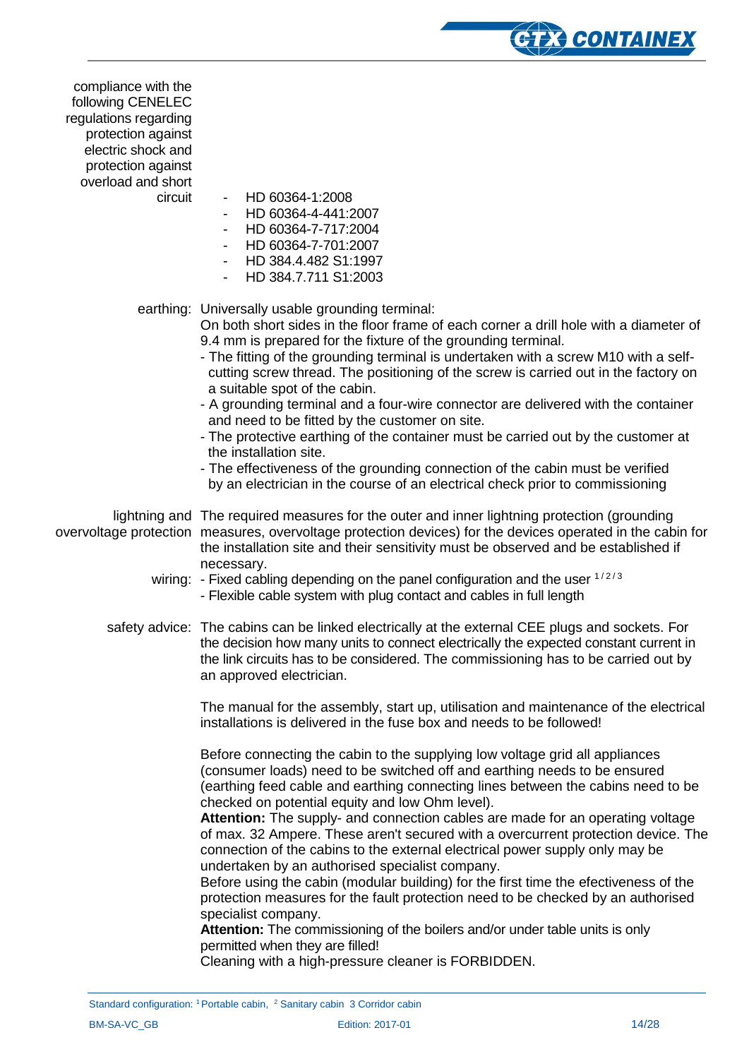**compliance with the following CENELEC regulations regarding protection against electric shock and protection against overload and short circuit**

- HD 60364-1:2008
- HD 60364-4-441:2007
- HD 60364-7-717:2004
- HD 60364-7-701:2007
- HD 384.4.482 S1:1997
- HD 384.7.711 S1:2003

**earthing:** Universally usable grounding terminal:
On both short sides in the floor frame of each corner a drill hole with a diameter of 9.4 mm is prepared for the fixture of the grounding terminal.

- The fitting of the grounding terminal is undertaken with a screw M10 with a self-cutting screw thread. The positioning of the screw is carried out in the factory on a suitable spot of the cabin.
- A grounding terminal and a four-wire connector are delivered with the container and need to be fitted by the customer on site.
- The protective earthing of the container must be carried out by the customer at the installation site.
- The effectiveness of the grounding connection of the cabin must be verified by an electrician in the course of an electrical check prior to commissioning

**lightning and overvoltage protection:** The required measures for the outer and inner lightning protection (grounding measures, overvoltage protection devices) for the devices operated in the cabin for the installation site and their sensitivity must be observed and be established if necessary.

**wiring:**

- Fixed cabling depending on the panel configuration and the user [1/2/3]
- Flexible cable system with plug contact and cables in full length

**safety advice:** The cabins can be linked electrically at the external CEE plugs and sockets. For the decision how many units to connect electrically the expected constant current in the link circuits has to be considered. The commissioning has to be carried out by an approved electrician.

The manual for the assembly, start up, utilisation and maintenance of the electrical installations is delivered in the fuse box and needs to be followed!

Before connecting the cabin to the supplying low voltage grid all appliances (consumer loads) need to be switched off and earthing needs to be ensured (earthing feed cable and earthing connecting lines between the cabins need to be checked on potential equity and low Ohm level).
**Attention:** The supply- and connection cables are made for an operating voltage of max. 32 Ampere. These aren't secured with a overcurrent protection device. The connection of the cabins to the external electrical power supply only may be undertaken by an authorised specialist company.
Before using the cabin (modular building) for the first time the efectiveness of the protection measures for the fault protection need to be checked by an authorised specialist company.
**Attention:** The commissioning of the boilers and/or under table units is only permitted when they are filled!
Cleaning with a high-pressure cleaner is FORBIDDEN.

Standard configuration: [1] Portable cabin, [2] Sanitary cabin [3] Corridor cabin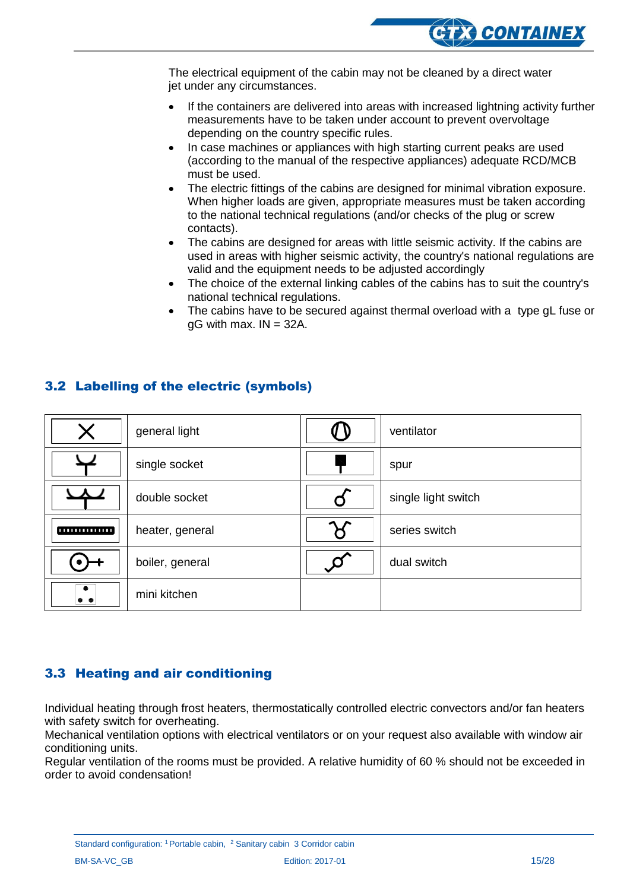The electrical equipment of the cabin may not be cleaned by a direct water jet under any circumstances.

- If the containers are delivered into areas with increased lightning activity further measurements have to be taken under account to prevent overvoltage depending on the country specific rules.
- In case machines or appliances with high starting current peaks are used (according to the manual of the respective appliances) adequate RCD/MCB must be used.
- The electric fittings of the cabins are designed for minimal vibration exposure. When higher loads are given, appropriate measures must be taken according to the national technical regulations (and/or checks of the plug or screw contacts).
- The cabins are designed for areas with little seismic activity. If the cabins are used in areas with higher seismic activity, the country's national regulations are valid and the equipment needs to be adjusted accordingly
- The choice of the external linking cables of the cabins has to suit the country's national technical regulations.
- The cabins have to be secured against thermal overload with a type gL fuse or gG with max. IN = 32A.

## 3.2 Labelling of the electric (symbols)

| Symbol | Description | Symbol | Description |
|---|---|---|---|
| ✕ | general light | | ventilator |
| | single socket | | spur |
| | double socket | | single light switch |
| | heater, general | | series switch |
| | boiler, general | | dual switch |
| | mini kitchen | | |

## 3.3 Heating and air conditioning

Individual heating through frost heaters, thermostatically controlled electric convectors and/or fan heaters with safety switch for overheating.
Mechanical ventilation options with electrical ventilators or on your request also available with window air conditioning units.
Regular ventilation of the rooms must be provided. A relative humidity of 60 % should not be exceeded in order to avoid condensation!

Standard configuration: [1] Portable cabin, [2] Sanitary cabin 3 Corridor cabin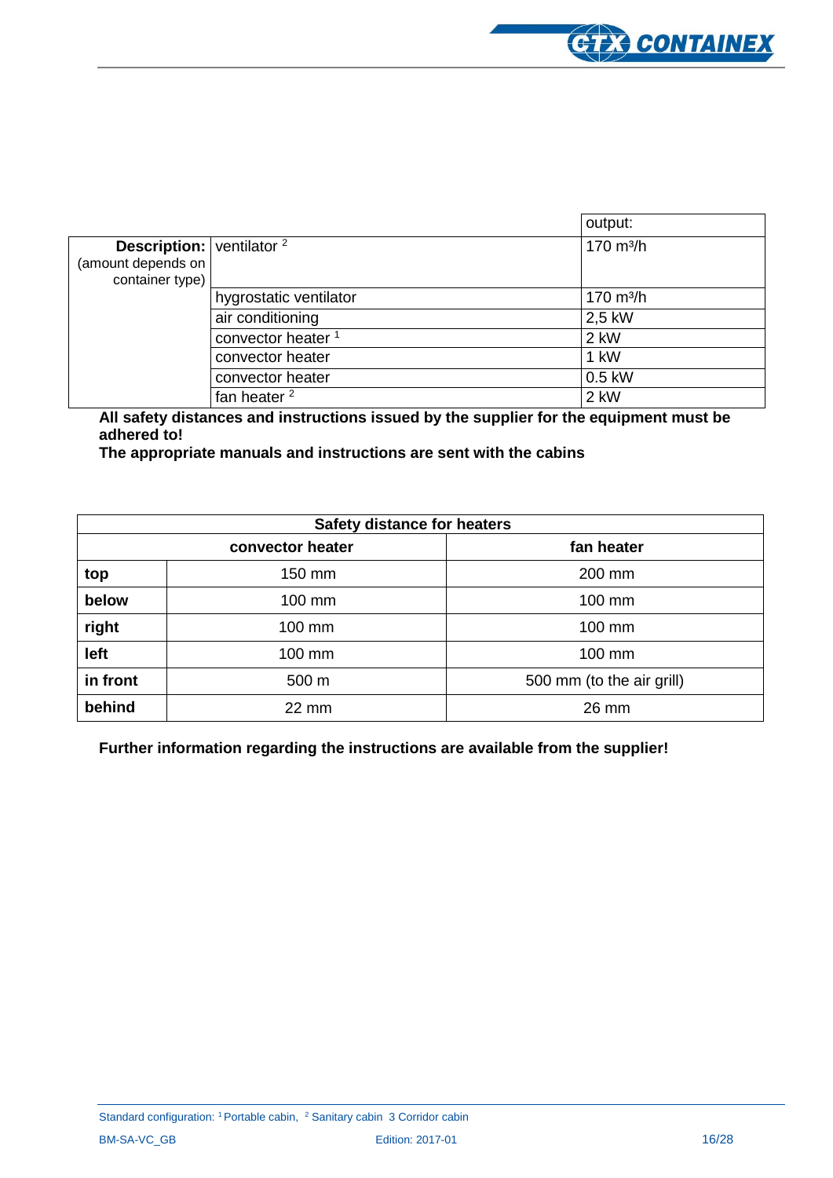| | | output: |
|---|---|---|
| **Description:** (amount depends on container type) | ventilator [2] | 170 m³/h |
| | hygrostatic ventilator | 170 m³/h |
| | air conditioning | 2,5 kW |
| | convector heater [1] | 2 kW |
| | convector heater | 1 kW |
| | convector heater | 0.5 kW |
| | fan heater [2] | 2 kW |

**All safety distances and instructions issued by the supplier for the equipment must be adhered to!**
**The appropriate manuals and instructions are sent with the cabins**

| Safety distance for heaters | | |
|---|---|---|
| | **convector heater** | **fan heater** |
| **top** | 150 mm | 200 mm |
| **below** | 100 mm | 100 mm |
| **right** | 100 mm | 100 mm |
| **left** | 100 mm | 100 mm |
| **in front** | 500 m | 500 mm (to the air grill) |
| **behind** | 22 mm | 26 mm |

**Further information regarding the instructions are available from the supplier!**

Standard configuration: [1] Portable cabin, [2] Sanitary cabin 3 Corridor cabin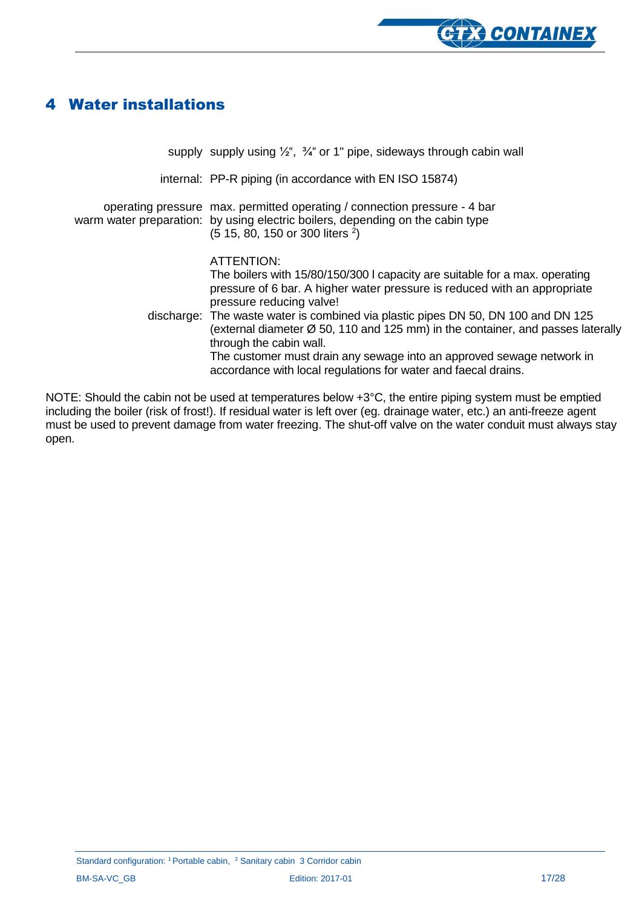# 4 Water installations

| | |
|---|---|
| supply | supply using ½", ¾" or 1" pipe, sideways through cabin wall |
| internal: | PP-R piping (in accordance with EN ISO 15874) |
| operating pressure | max. permitted operating / connection pressure - 4 bar |
| warm water preparation: | by using electric boilers, depending on the cabin type (5 15, 80, 150 or 300 liters [2]) |
| | ATTENTION: The boilers with 15/80/150/300 l capacity are suitable for a max. operating pressure of 6 bar. A higher water pressure is reduced with an appropriate pressure reducing valve! |
| discharge: | The waste water is combined via plastic pipes DN 50, DN 100 and DN 125 (external diameter Ø 50, 110 and 125 mm) in the container, and passes laterally through the cabin wall. The customer must drain any sewage into an approved sewage network in accordance with local regulations for water and faecal drains. |

NOTE: Should the cabin not be used at temperatures below +3°C, the entire piping system must be emptied including the boiler (risk of frost!). If residual water is left over (eg. drainage water, etc.) an anti-freeze agent must be used to prevent damage from water freezing. The shut-off valve on the water conduit must always stay open.

Standard configuration: [1] Portable cabin, [2] Sanitary cabin 3 Corridor cabin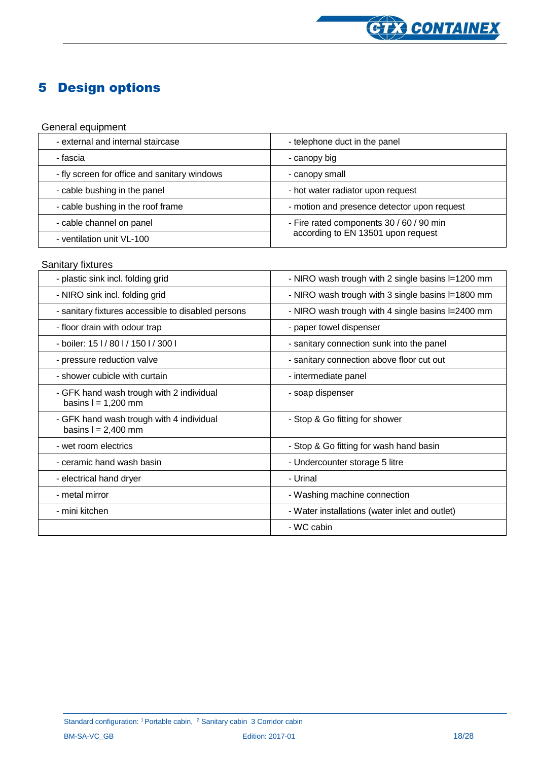# 5 Design options

General equipment

| | |
|---|---|
| - external and internal staircase | - telephone duct in the panel |
| - fascia | - canopy big |
| - fly screen for office and sanitary windows | - canopy small |
| - cable bushing in the panel | - hot water radiator upon request |
| - cable bushing in the roof frame | - motion and presence detector upon request |
| - cable channel on panel | - Fire rated components 30 / 60 / 90 min according to EN 13501 upon request |
| - ventilation unit VL-100 | |

Sanitary fixtures

| | |
|---|---|
| - plastic sink incl. folding grid | - NIRO wash trough with 2 single basins l=1200 mm |
| - NIRO sink incl. folding grid | - NIRO wash trough with 3 single basins l=1800 mm |
| - sanitary fixtures accessible to disabled persons | - NIRO wash trough with 4 single basins l=2400 mm |
| - floor drain with odour trap | - paper towel dispenser |
| - boiler: 15 l / 80 l / 150 l / 300 l | - sanitary connection sunk into the panel |
| - pressure reduction valve | - sanitary connection above floor cut out |
| - shower cubicle with curtain | - intermediate panel |
| - GFK hand wash trough with 2 individual basins l = 1,200 mm | - soap dispenser |
| - GFK hand wash trough with 4 individual basins l = 2,400 mm | - Stop & Go fitting for shower |
| - wet room electrics | - Stop & Go fitting for wash hand basin |
| - ceramic hand wash basin | - Undercounter storage 5 litre |
| - electrical hand dryer | - Urinal |
| - metal mirror | - Washing machine connection |
| - mini kitchen | - Water installations (water inlet and outlet) |
| | - WC cabin |

Standard configuration: [1] Portable cabin, [2] Sanitary cabin 3 Corridor cabin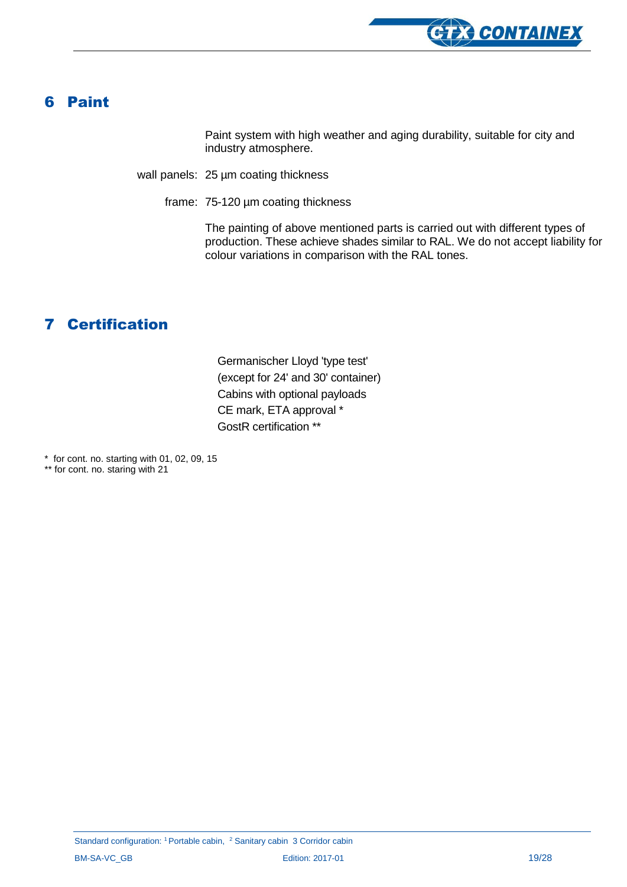## 6 Paint

Paint system with high weather and aging durability, suitable for city and industry atmosphere.

wall panels: 25 µm coating thickness

frame: 75-120 µm coating thickness

The painting of above mentioned parts is carried out with different types of production. These achieve shades similar to RAL. We do not accept liability for colour variations in comparison with the RAL tones.

## 7 Certification

Germanischer Lloyd 'type test'
(except for 24' and 30' container)
Cabins with optional payloads
CE mark, ETA approval *
GostR certification **

* for cont. no. starting with 01, 02, 09, 15
** for cont. no. staring with 21

Standard configuration: [1] Portable cabin, [2] Sanitary cabin 3 Corridor cabin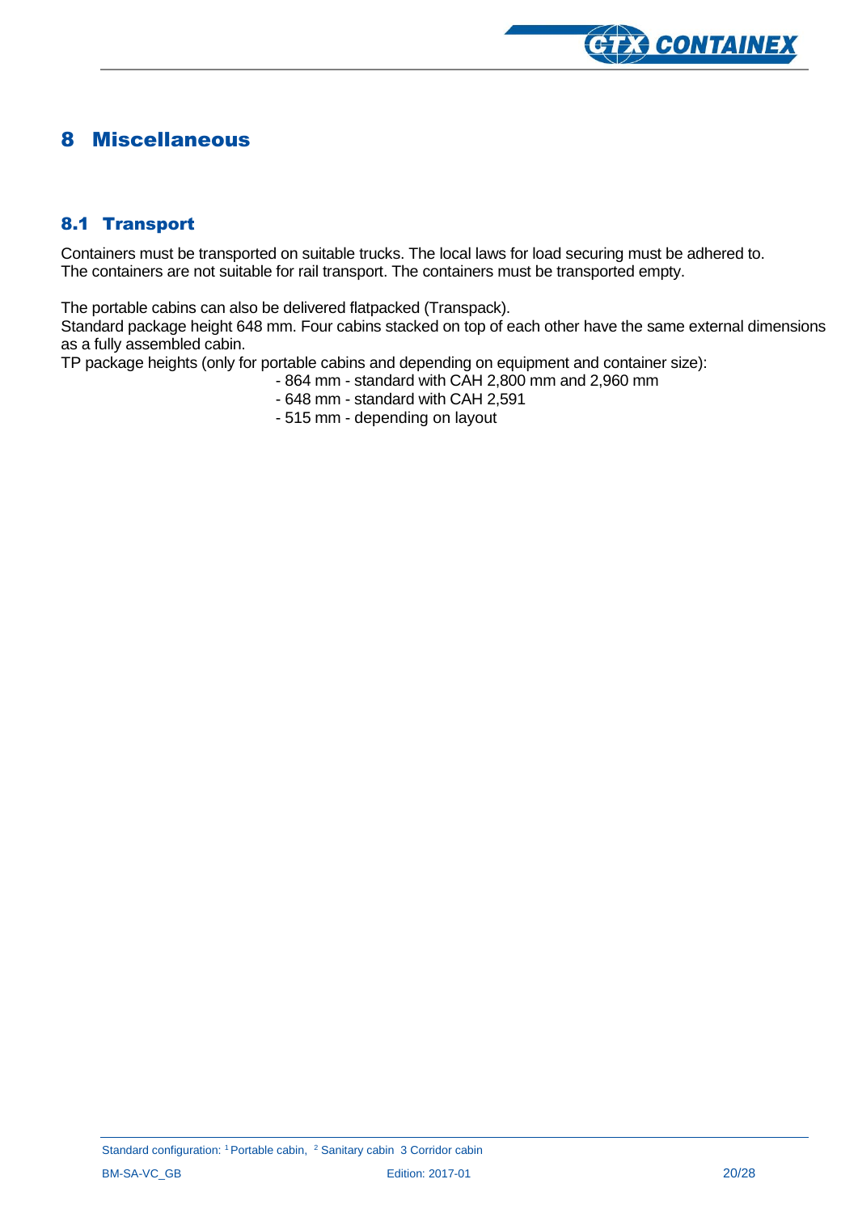# 8 Miscellaneous

## 8.1 Transport

Containers must be transported on suitable trucks. The local laws for load securing must be adhered to. The containers are not suitable for rail transport. The containers must be transported empty.

The portable cabins can also be delivered flatpacked (Transpack).
Standard package height 648 mm. Four cabins stacked on top of each other have the same external dimensions as a fully assembled cabin.
TP package heights (only for portable cabins and depending on equipment and container size):

- 864 mm - standard with CAH 2,800 mm and 2,960 mm
- 648 mm - standard with CAH 2,591
- 515 mm - depending on layout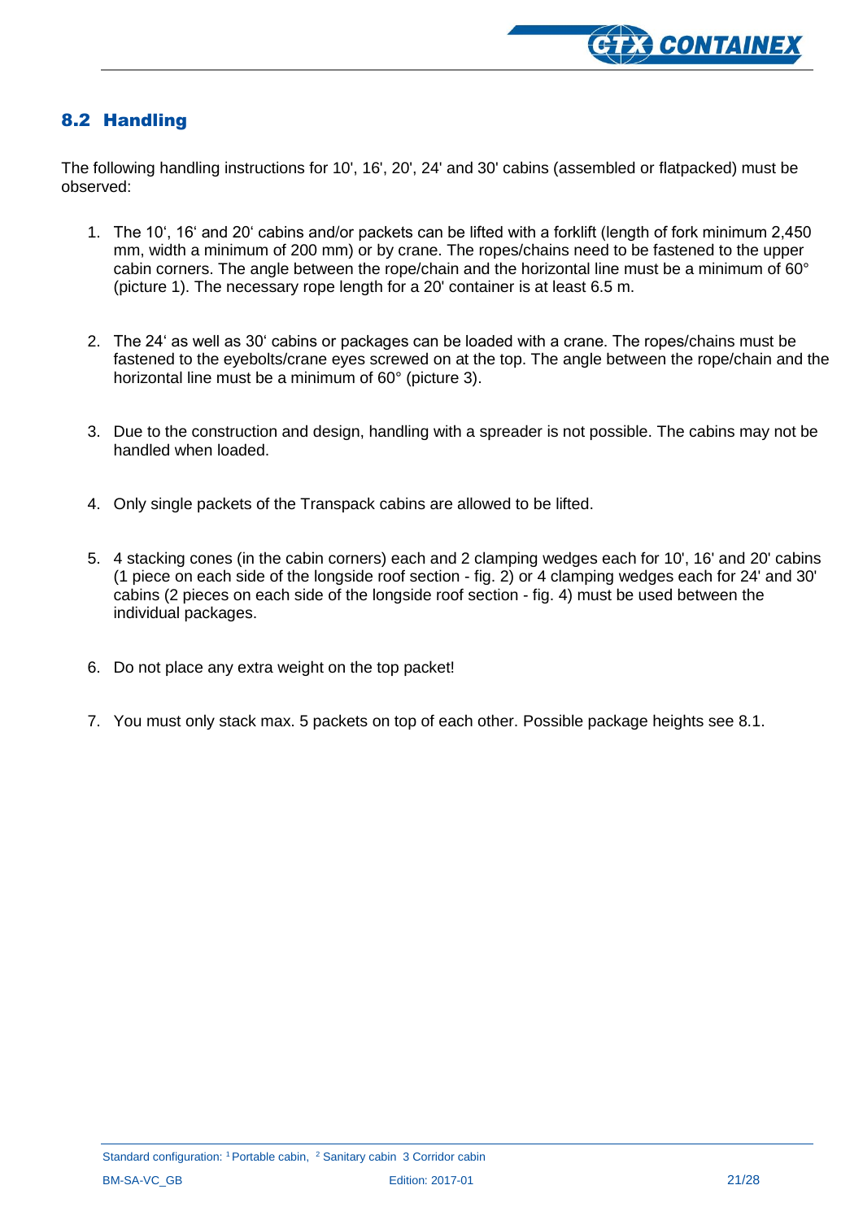## 8.2 Handling

The following handling instructions for 10', 16', 20', 24' and 30' cabins (assembled or flatpacked) must be observed:

1. The 10‘, 16‘ and 20‘ cabins and/or packets can be lifted with a forklift (length of fork minimum 2,450 mm, width a minimum of 200 mm) or by crane. The ropes/chains need to be fastened to the upper cabin corners. The angle between the rope/chain and the horizontal line must be a minimum of 60° (picture 1). The necessary rope length for a 20' container is at least 6.5 m.

2. The 24‘ as well as 30‘ cabins or packages can be loaded with a crane. The ropes/chains must be fastened to the eyebolts/crane eyes screwed on at the top. The angle between the rope/chain and the horizontal line must be a minimum of 60° (picture 3).

3. Due to the construction and design, handling with a spreader is not possible. The cabins may not be handled when loaded.

4. Only single packets of the Transpack cabins are allowed to be lifted.

5. 4 stacking cones (in the cabin corners) each and 2 clamping wedges each for 10', 16' and 20' cabins (1 piece on each side of the longside roof section - fig. 2) or 4 clamping wedges each for 24' and 30' cabins (2 pieces on each side of the longside roof section - fig. 4) must be used between the individual packages.

6. Do not place any extra weight on the top packet!

7. You must only stack max. 5 packets on top of each other. Possible package heights see 8.1.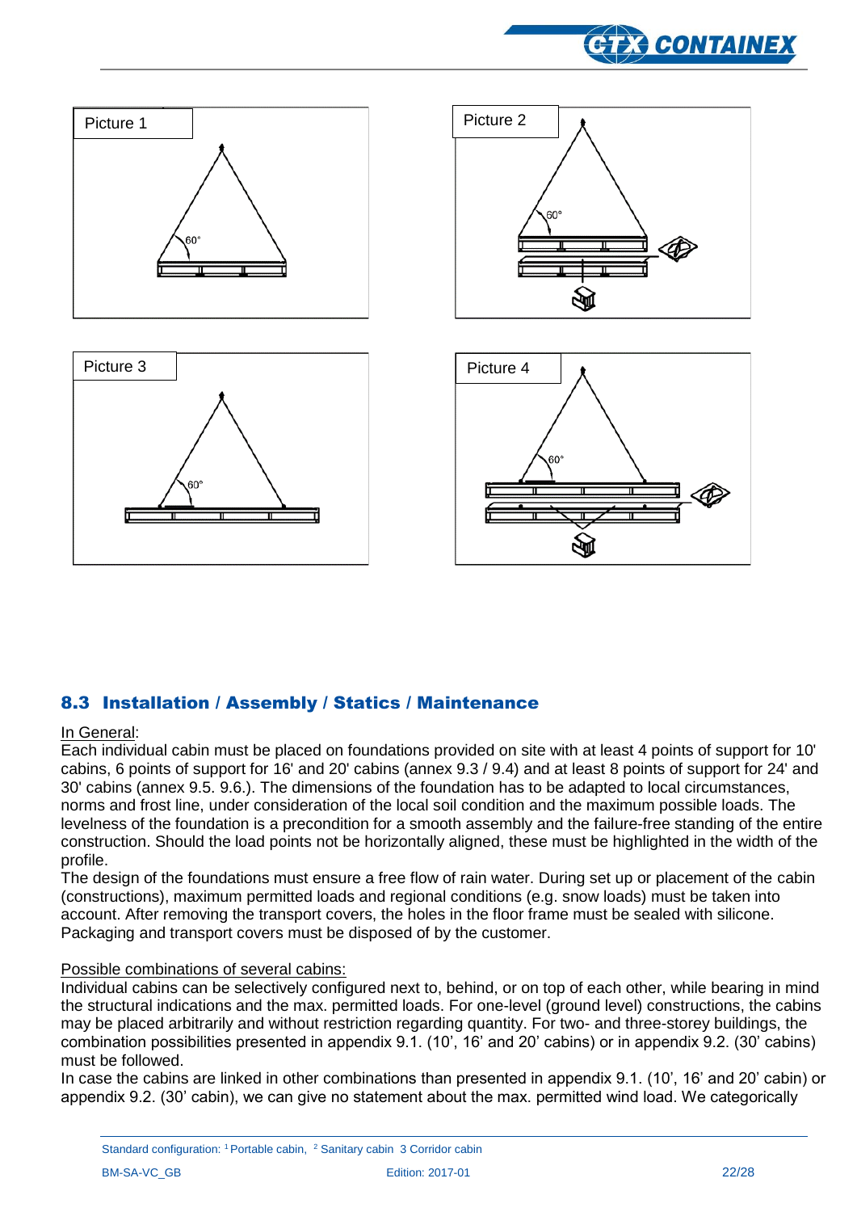Picture 1

60°

Picture 2

60°

Picture 3

60°

Picture 4

60°

## 8.3 Installation / Assembly / Statics / Maintenance

In General:
Each individual cabin must be placed on foundations provided on site with at least 4 points of support for 10' cabins, 6 points of support for 16' and 20' cabins (annex 9.3 / 9.4) and at least 8 points of support for 24' and 30' cabins (annex 9.5. 9.6.). The dimensions of the foundation has to be adapted to local circumstances, norms and frost line, under consideration of the local soil condition and the maximum possible loads. The levelness of the foundation is a precondition for a smooth assembly and the failure-free standing of the entire construction. Should the load points not be horizontally aligned, these must be highlighted in the width of the profile.
The design of the foundations must ensure a free flow of rain water. During set up or placement of the cabin (constructions), maximum permitted loads and regional conditions (e.g. snow loads) must be taken into account. After removing the transport covers, the holes in the floor frame must be sealed with silicone. Packaging and transport covers must be disposed of by the customer.

Possible combinations of several cabins:
Individual cabins can be selectively configured next to, behind, or on top of each other, while bearing in mind the structural indications and the max. permitted loads. For one-level (ground level) constructions, the cabins may be placed arbitrarily and without restriction regarding quantity. For two- and three-storey buildings, the combination possibilities presented in appendix 9.1. (10’, 16’ and 20’ cabins) or in appendix 9.2. (30’ cabins) must be followed.
In case the cabins are linked in other combinations than presented in appendix 9.1. (10’, 16’ and 20’ cabin) or appendix 9.2. (30’ cabin), we can give no statement about the max. permitted wind load. We categorically

Standard configuration: [1] Portable cabin, [2] Sanitary cabin 3 Corridor cabin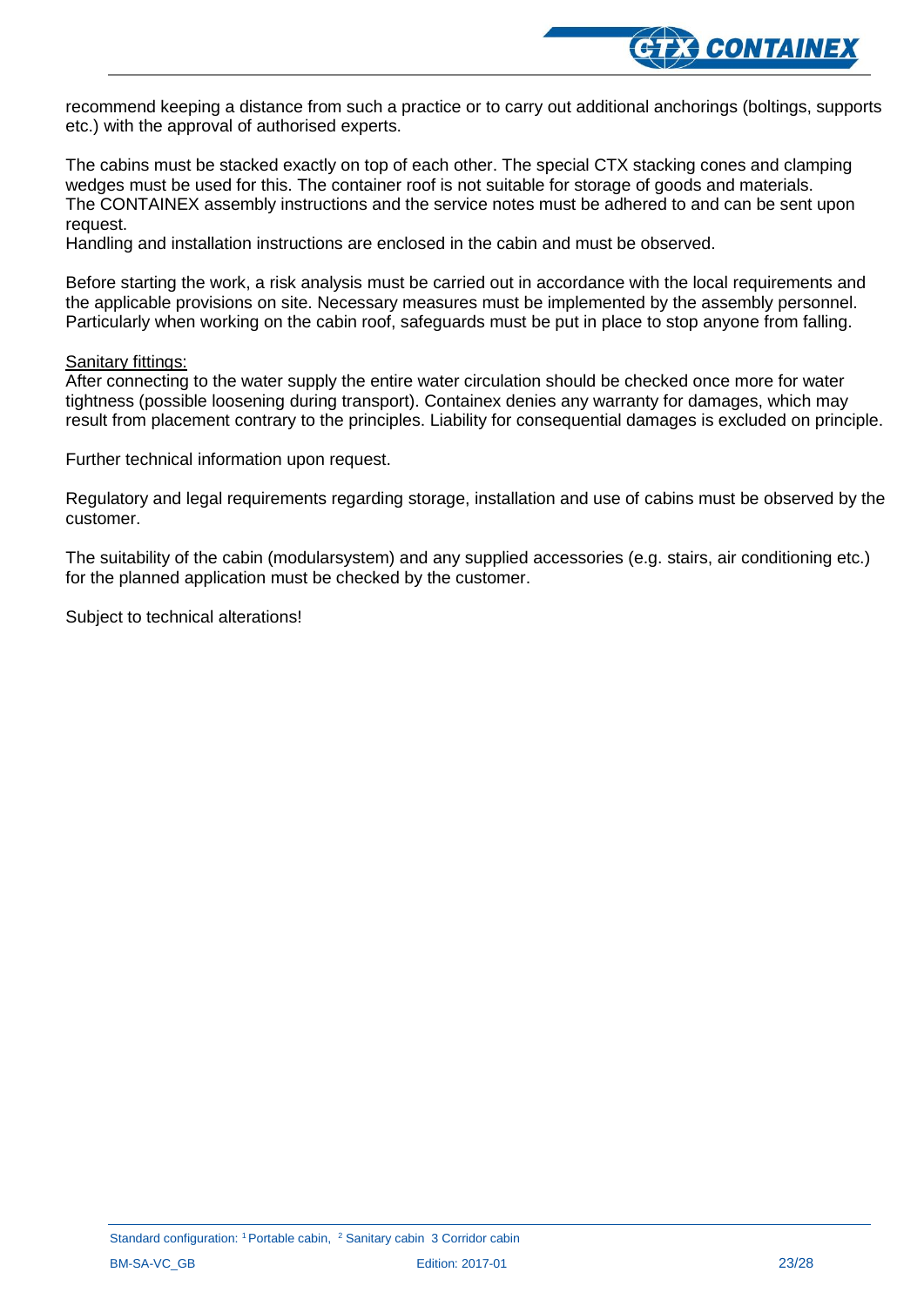recommend keeping a distance from such a practice or to carry out additional anchorings (boltings, supports etc.) with the approval of authorised experts.

The cabins must be stacked exactly on top of each other. The special CTX stacking cones and clamping wedges must be used for this. The container roof is not suitable for storage of goods and materials. The CONTAINEX assembly instructions and the service notes must be adhered to and can be sent upon request.
Handling and installation instructions are enclosed in the cabin and must be observed.

Before starting the work, a risk analysis must be carried out in accordance with the local requirements and the applicable provisions on site. Necessary measures must be implemented by the assembly personnel. Particularly when working on the cabin roof, safeguards must be put in place to stop anyone from falling.

Sanitary fittings:
After connecting to the water supply the entire water circulation should be checked once more for water tightness (possible loosening during transport). Containex denies any warranty for damages, which may result from placement contrary to the principles. Liability for consequential damages is excluded on principle.

Further technical information upon request.

Regulatory and legal requirements regarding storage, installation and use of cabins must be observed by the customer.

The suitability of the cabin (modularsystem) and any supplied accessories (e.g. stairs, air conditioning etc.) for the planned application must be checked by the customer.

Subject to technical alterations!

Standard configuration: [1] Portable cabin, [2] Sanitary cabin 3 Corridor cabin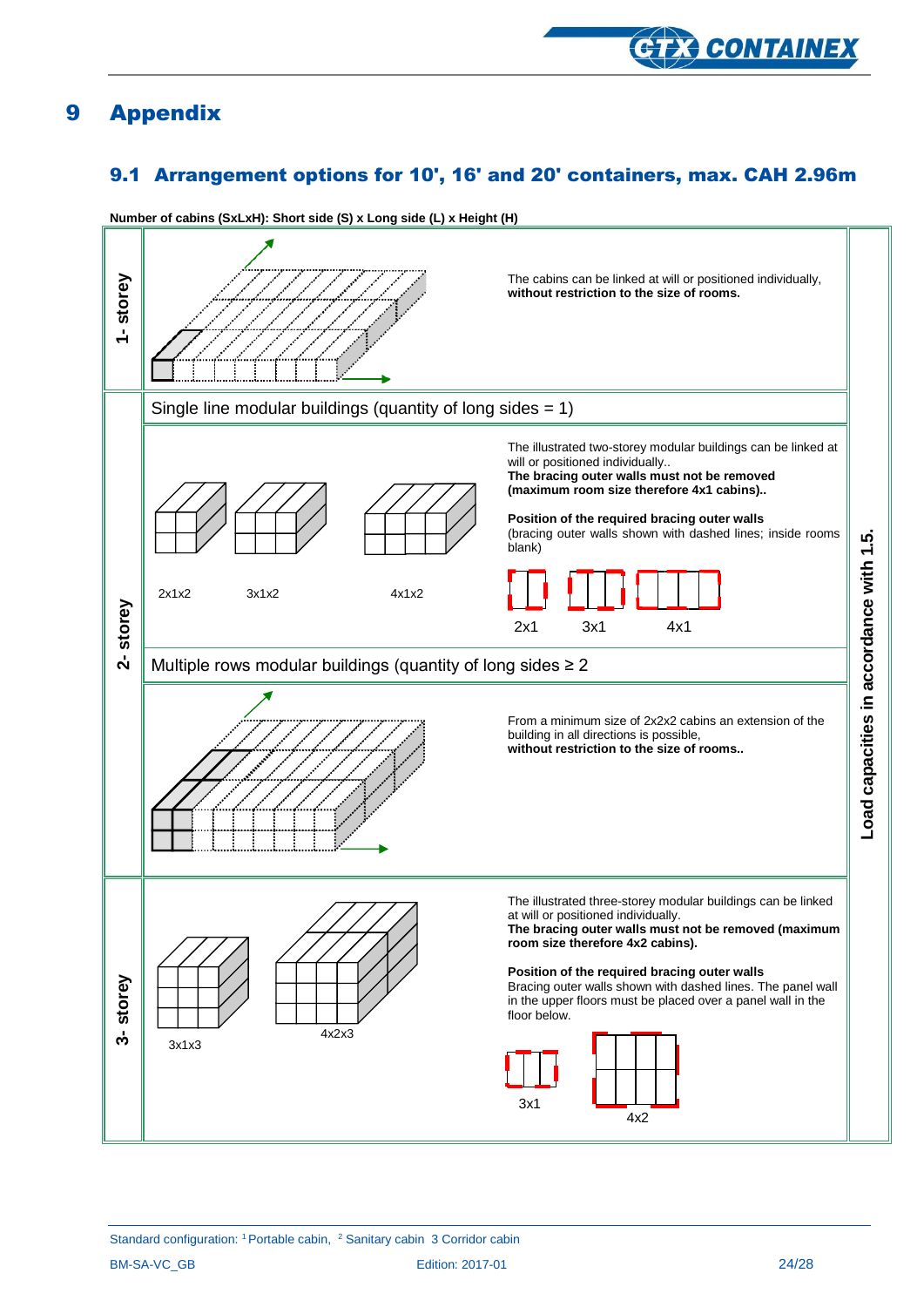# 9 Appendix

## 9.1 Arrangement options for 10', 16' and 20' containers, max. CAH 2.96m

**Number of cabins (SxLxH): Short side (S) x Long side (L) x Height (H)**

| | | |
|---|---|---|
| 1- storey | The cabins can be linked at will or positioned individually, **without restriction to the size of rooms.** | Load capacities in accordance with 1.5. |
| 2- storey | Single line modular buildings (quantity of long sides = 1) | |
| | 2x1x2, 3x1x2, 4x1x2<br><br>The illustrated two-storey modular buildings can be linked at will or positioned individually.. **The bracing outer walls must not be removed (maximum room size therefore 4x1 cabins)..**<br><br>**Position of the required bracing outer walls** (bracing outer walls shown with dashed lines; inside rooms blank)<br><br>2x1, 3x1, 4x1 | |
| | Multiple rows modular buildings (quantity of long sides ≥ 2 | |
| | From a minimum size of 2x2x2 cabins an extension of the building in all directions is possible, **without restriction to the size of rooms..** | |
| 3- storey | 3x1x3, 4x2x3<br><br>The illustrated three-storey modular buildings can be linked at will or positioned individually. **The bracing outer walls must not be removed (maximum room size therefore 4x2 cabins).**<br><br>**Position of the required bracing outer walls** Bracing outer walls shown with dashed lines. The panel wall in the upper floors must be placed over a panel wall in the floor below.<br><br>3x1, 4x2 | |

Standard configuration: [1] Portable cabin, [2] Sanitary cabin 3 Corridor cabin

BM-SA-VC_GB Edition: 2017-01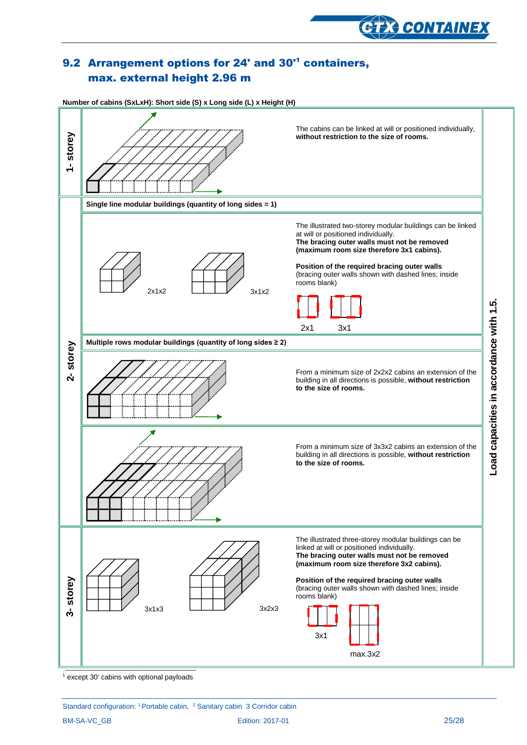## 9.2 Arrangement options for 24' and 30'[1] containers, max. external height 2.96 m

**Number of cabins (SxLxH): Short side (S) x Long side (L) x Height (H)**

| | | | |
|---|---|---|---|
| 1- storey | | The cabins can be linked at will or positioned individually, **without restriction to the size of rooms.** | Load capacities in accordance with 1.5. |
| 2- storey | **Single line modular buildings (quantity of long sides = 1)** | | |
| | 2x1x2, 3x1x2 | The illustrated two-storey modular buildings can be linked at will or positioned individually. **The bracing outer walls must not be removed (maximum room size therefore 3x1 cabins).** **Position of the required bracing outer walls** (bracing outer walls shown with dashed lines; inside rooms blank) 2x1, 3x1 | |
| | **Multiple rows modular buildings (quantity of long sides ≥ 2)** | | |
| | | From a minimum size of 2x2x2 cabins an extension of the building in all directions is possible, **without restriction to the size of rooms.** | |
| | | From a minimum size of 3x3x2 cabins an extension of the building in all directions is possible, **without restriction to the size of rooms.** | |
| 3- storey | 3x1x3, 3x2x3 | The illustrated three-storey modular buildings can be linked at will or positioned individually. **The bracing outer walls must not be removed (maximum room size therefore 3x2 cabins).** **Position of the required bracing outer walls** (bracing outer walls shown with dashed lines; inside rooms blank) 3x1, max.3x2 | |

[1] except 30' cabins with optional payloads

Standard configuration: [1] Portable cabin, [2] Sanitary cabin 3 Corridor cabin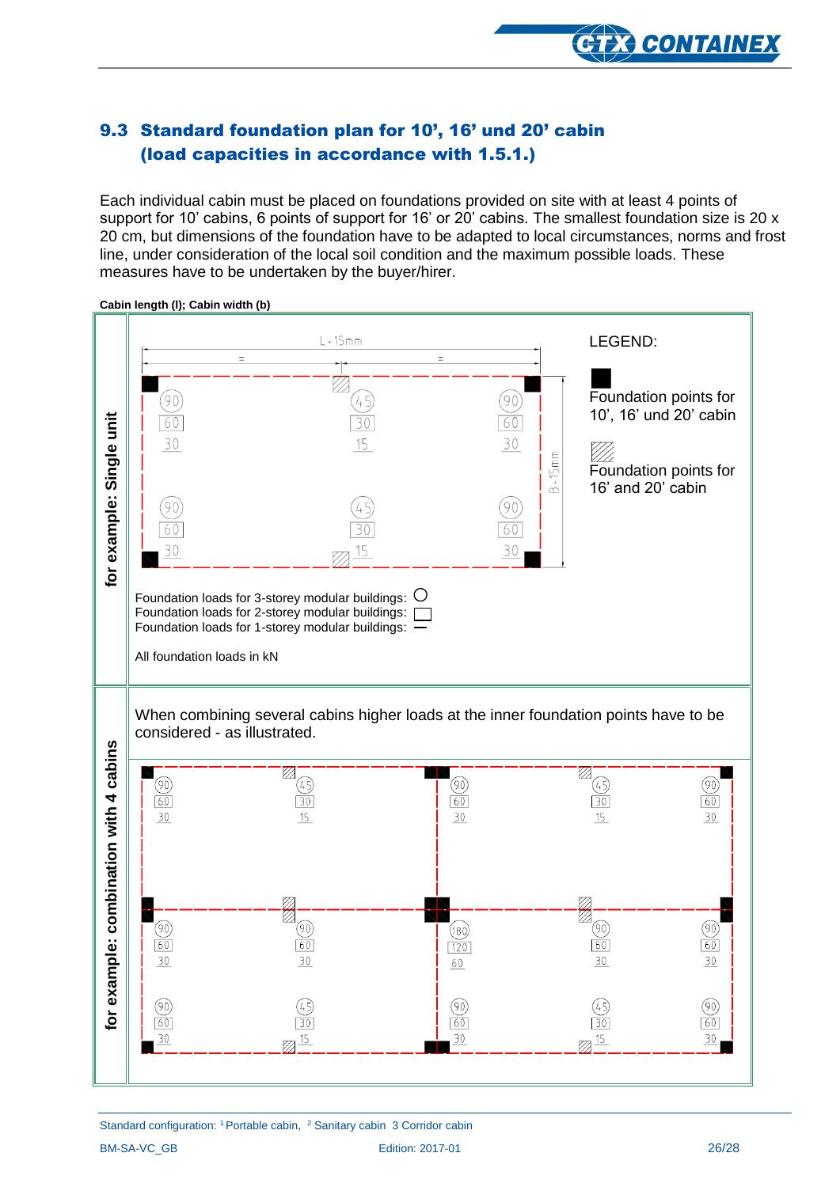## 9.3 Standard foundation plan for 10', 16' und 20' cabin (load capacities in accordance with 1.5.1.)

Each individual cabin must be placed on foundations provided on site with at least 4 points of support for 10' cabins, 6 points of support for 16' or 20' cabins. The smallest foundation size is 20 x 20 cm, but dimensions of the foundation have to be adapted to local circumstances, norms and frost line, under consideration of the local soil condition and the maximum possible loads. These measures have to be undertaken by the buyer/hirer.

**Cabin length (l); Cabin width (b)**

**for example: Single unit**

L+15mm

B+15mm

| | Left | Middle | Right |
|---|---|---|---|
| Top row | (90) [60] 30 | (45) [30] 15 | (90) [60] 30 |
| Bottom row | (90) [60] 30 | (45) [30] 15 | (90) [60] 30 |

LEGEND:

■ Foundation points for 10', 16' und 20' cabin

▨ Foundation points for 16' and 20' cabin

Foundation loads for 3-storey modular buildings: ○

Foundation loads for 2-storey modular buildings: □

Foundation loads for 1-storey modular buildings: —

All foundation loads in kN

**for example: combination with 4 cabins**

When combining several cabins higher loads at the inner foundation points have to be considered - as illustrated.

| | 1 | 2 | 3 | 4 | 5 |
|---|---|---|---|---|---|
| Top row | (90) [60] 30 | (45) [30] 15 | (90) [60] 30 | (45) [30] 15 | (90) [60] 30 |
| Middle row | (90) [60] 30 | (90) [60] 30 | (180) [120] 60 | (90) [60] 30 | (90) [60] 30 |
| Bottom row | (90) [60] 30 | (45) [30] 15 | (90) [60] 30 | (45) [30] 15 | (90) [60] 30 |

Standard configuration: [1] Portable cabin, [2] Sanitary cabin 3 Corridor cabin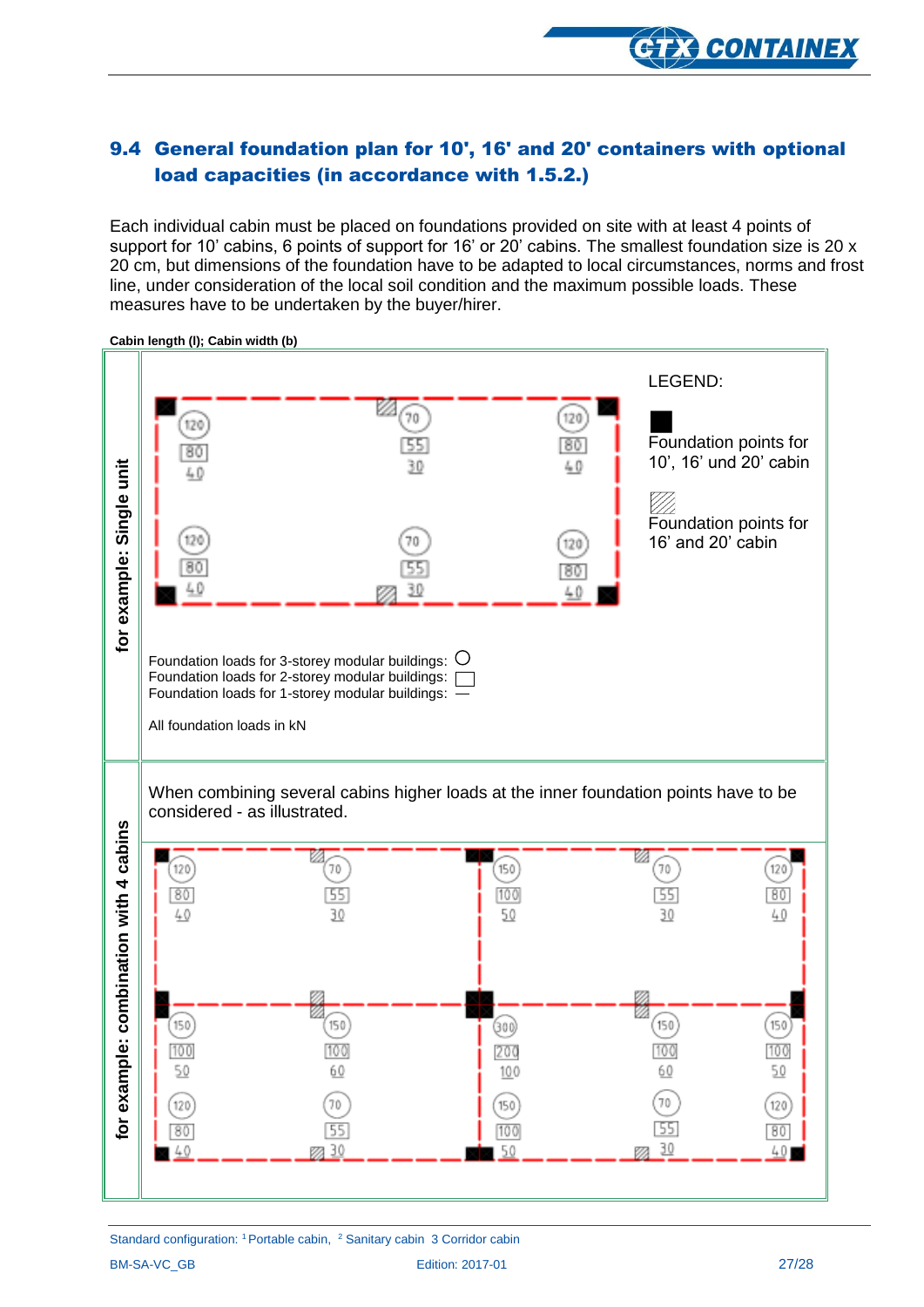## 9.4 General foundation plan for 10', 16' and 20' containers with optional load capacities (in accordance with 1.5.2.)

Each individual cabin must be placed on foundations provided on site with at least 4 points of support for 10' cabins, 6 points of support for 16' or 20' cabins. The smallest foundation size is 20 x 20 cm, but dimensions of the foundation have to be adapted to local circumstances, norms and frost line, under consideration of the local soil condition and the maximum possible loads. These measures have to be undertaken by the buyer/hirer.

**Cabin length (l); Cabin width (b)**

**for example: Single unit**

| | Left | Middle | Right |
|---|---|---|---|
| Top row | 120 / 80 / 40 | 70 / 55 / 30 | 120 / 80 / 40 |
| Bottom row | 120 / 80 / 40 | 70 / 55 / 30 | 120 / 80 / 40 |

LEGEND:

- ■ Foundation points for 10', 16' und 20' cabin
- ▨ Foundation points for 16' and 20' cabin

Foundation loads for 3-storey modular buildings: ○

Foundation loads for 2-storey modular buildings: □

Foundation loads for 1-storey modular buildings: —

All foundation loads in kN

**for example: combination with 4 cabins**

When combining several cabins higher loads at the inner foundation points have to be considered - as illustrated.

| | Col 1 | Col 2 | Col 3 | Col 4 | Col 5 |
|---|---|---|---|---|---|
| Top row | 120 / 80 / 40 | 70 / 55 / 30 | 150 / 100 / 50 | 70 / 55 / 30 | 120 / 80 / 40 |
| Middle row | 150 / 100 / 50 | 150 / 100 / 60 | 300 / 200 / 100 | 150 / 100 / 60 | 150 / 100 / 50 |
| Bottom row | 120 / 80 / 40 | 70 / 55 / 30 | 150 / 100 / 50 | 70 / 55 / 30 | 120 / 80 / 40 |

Standard configuration: [1] Portable cabin, [2] Sanitary cabin 3 Corridor cabin

BM-SA-VC_GB Edition: 2017-01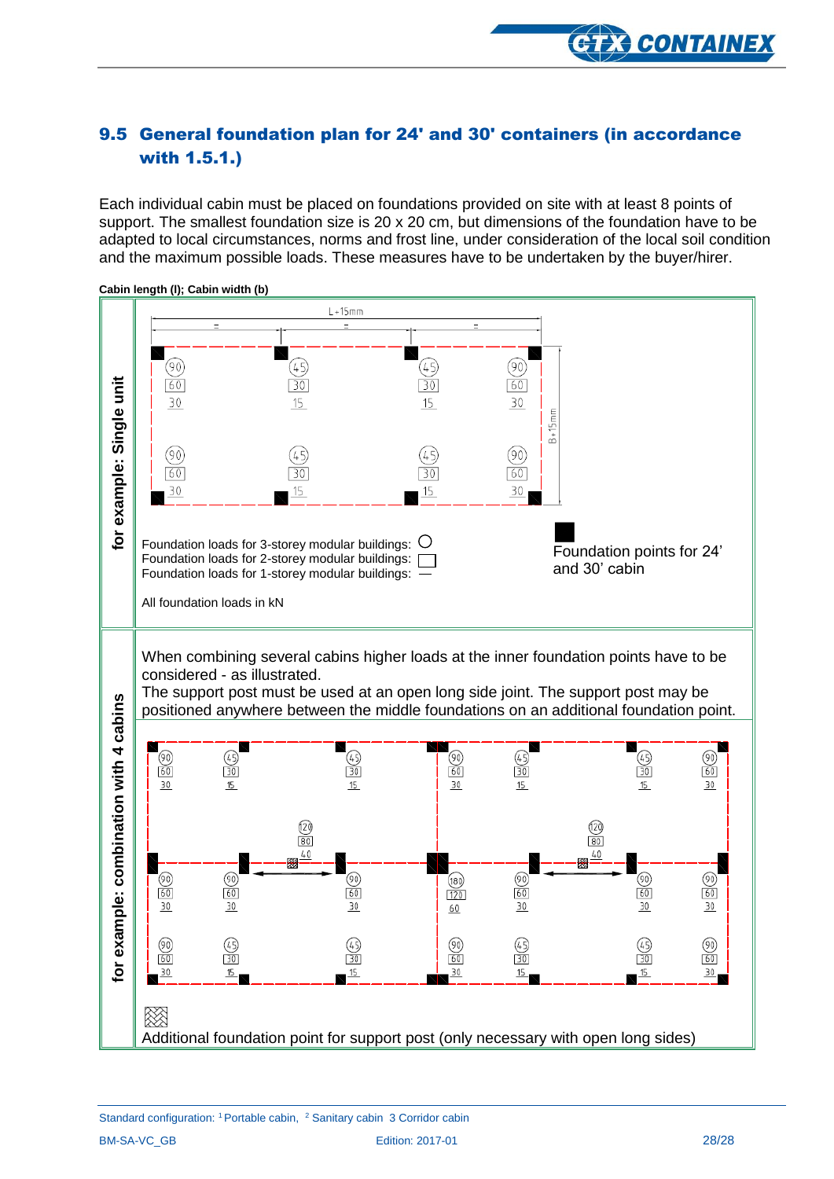## 9.5 General foundation plan for 24' and 30' containers (in accordance with 1.5.1.)

Each individual cabin must be placed on foundations provided on site with at least 8 points of support. The smallest foundation size is 20 x 20 cm, but dimensions of the foundation have to be adapted to local circumstances, norms and frost line, under consideration of the local soil condition and the maximum possible loads. These measures have to be undertaken by the buyer/hirer.

**Cabin length (l); Cabin width (b)**

**for example: Single unit**

L+15mm

B+15mm

90 / 60 / 30 — 45 / 30 / 15 — 45 / 30 / 15 — 90 / 60 / 30

90 / 60 / 30 — 45 / 30 / 15 — 45 / 30 / 15 — 90 / 60 / 30

Foundation loads for 3-storey modular buildings: ○

Foundation loads for 2-storey modular buildings: □

Foundation loads for 1-storey modular buildings: —

All foundation loads in kN

Foundation points for 24' and 30' cabin

**for example: combination with 4 cabins**

When combining several cabins higher loads at the inner foundation points have to be considered - as illustrated.
The support post must be used at an open long side joint. The support post may be positioned anywhere between the middle foundations on an additional foundation point.

90 / 60 / 30 — 45 / 30 / 15 — 45 / 30 / 15 — 90 / 60 / 30 — 45 / 30 / 15 — 45 / 30 / 15 — 90 / 60 / 30

120 / 80 / 40 — 120 / 80 / 40

90 / 60 / 30 — 90 / 60 / 30 — 90 / 60 / 30 — 180 / 120 / 60 — 90 / 60 / 30 — 90 / 60 / 30 — 90 / 60 / 30

90 / 60 / 30 — 45 / 30 / 15 — 45 / 30 / 15 — 90 / 60 / 30 — 45 / 30 / 15 — 45 / 30 / 15 — 90 / 60 / 30

Additional foundation point for support post (only necessary with open long sides)

Standard configuration: [1] Portable cabin, [2] Sanitary cabin 3 Corridor cabin